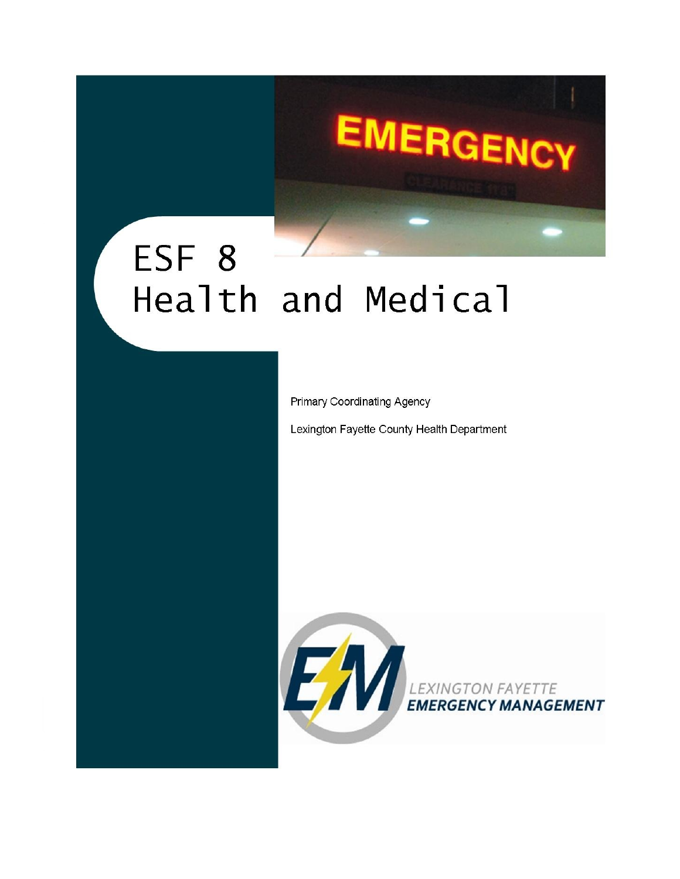# ESF 8
# Health and Medical

Primary Coordinating Agency

Lexington Fayette County Health Department

LEXINGTON FAYETTE
EMERGENCY MANAGEMENT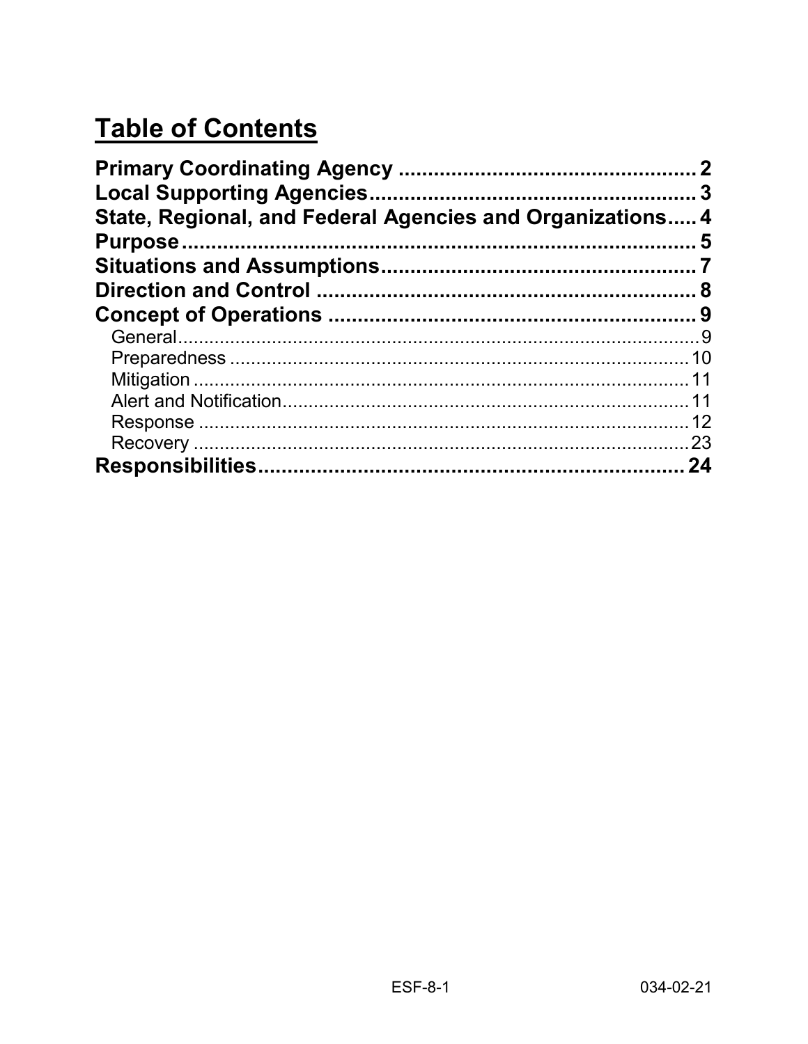# Table of Contents

**Primary Coordinating Agency** .................................................. **2**
**Local Supporting Agencies**..................................................... **3**
**State, Regional, and Federal Agencies and Organizations**..... **4**
**Purpose**........................................................................... **5**
**Situations and Assumptions**................................................... **7**
**Direction and Control** ............................................................. **8**
**Concept of Operations** ............................................................ **9**

- General.................................................................................................9
- Preparedness ......................................................................................10
- Mitigation ...........................................................................................11
- Alert and Notification...........................................................................11
- Response ............................................................................................12
- Recovery .............................................................................................23

**Responsibilities**........................................................................ **24**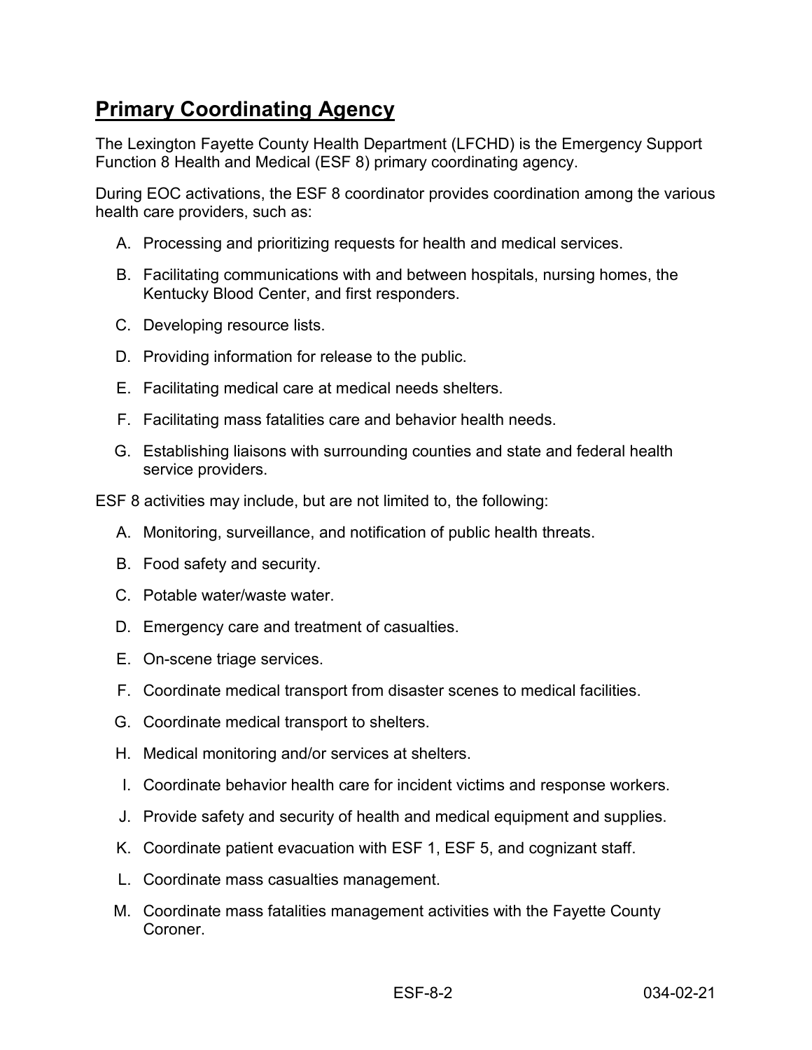## Primary Coordinating Agency

The Lexington Fayette County Health Department (LFCHD) is the Emergency Support Function 8 Health and Medical (ESF 8) primary coordinating agency.

During EOC activations, the ESF 8 coordinator provides coordination among the various health care providers, such as:

A. Processing and prioritizing requests for health and medical services.

B. Facilitating communications with and between hospitals, nursing homes, the Kentucky Blood Center, and first responders.

C. Developing resource lists.

D. Providing information for release to the public.

E. Facilitating medical care at medical needs shelters.

F. Facilitating mass fatalities care and behavior health needs.

G. Establishing liaisons with surrounding counties and state and federal health service providers.

ESF 8 activities may include, but are not limited to, the following:

A. Monitoring, surveillance, and notification of public health threats.

B. Food safety and security.

C. Potable water/waste water.

D. Emergency care and treatment of casualties.

E. On-scene triage services.

F. Coordinate medical transport from disaster scenes to medical facilities.

G. Coordinate medical transport to shelters.

H. Medical monitoring and/or services at shelters.

I. Coordinate behavior health care for incident victims and response workers.

J. Provide safety and security of health and medical equipment and supplies.

K. Coordinate patient evacuation with ESF 1, ESF 5, and cognizant staff.

L. Coordinate mass casualties management.

M. Coordinate mass fatalities management activities with the Fayette County Coroner.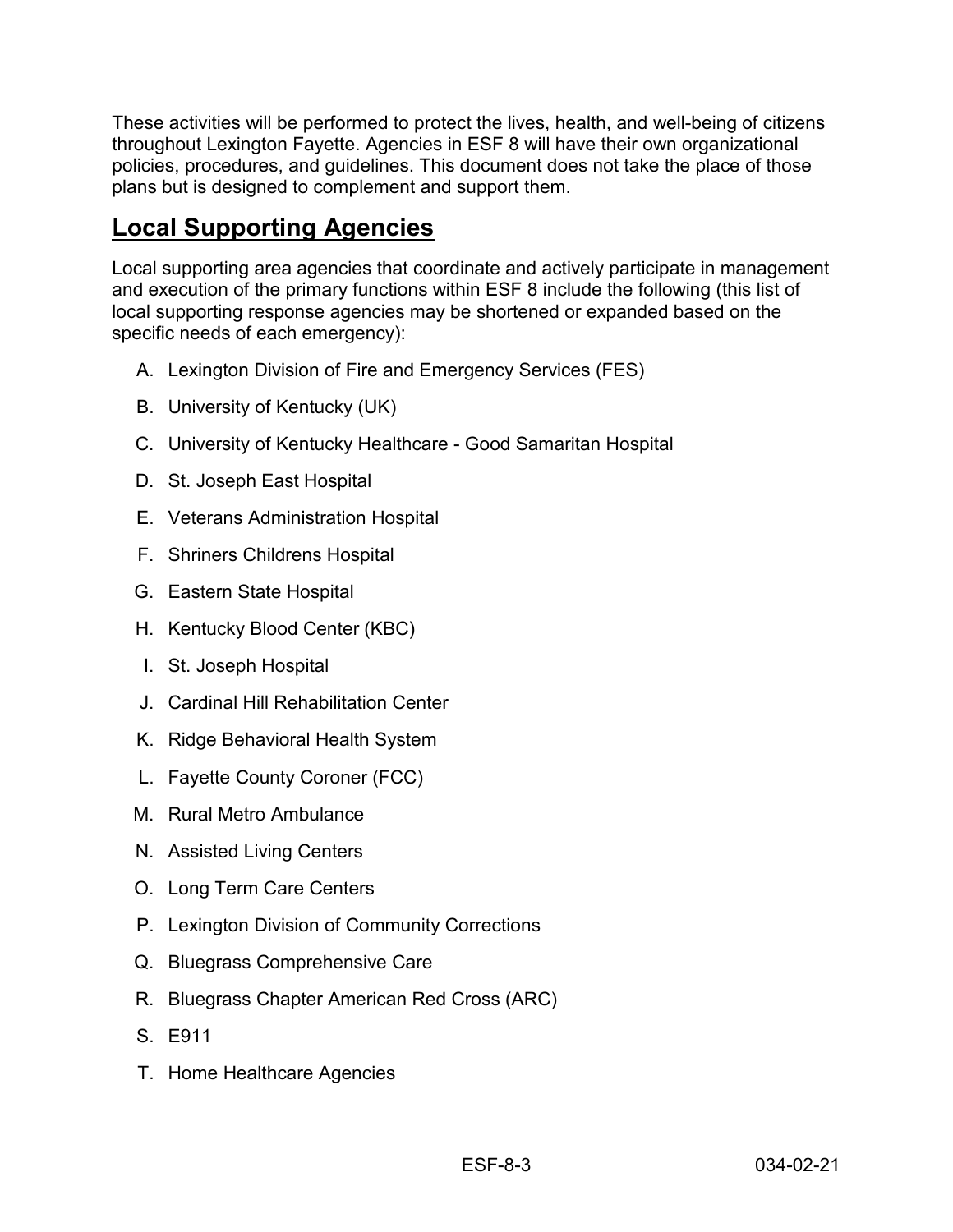These activities will be performed to protect the lives, health, and well-being of citizens throughout Lexington Fayette. Agencies in ESF 8 will have their own organizational policies, procedures, and guidelines. This document does not take the place of those plans but is designed to complement and support them.

## Local Supporting Agencies

Local supporting area agencies that coordinate and actively participate in management and execution of the primary functions within ESF 8 include the following (this list of local supporting response agencies may be shortened or expanded based on the specific needs of each emergency):

A. Lexington Division of Fire and Emergency Services (FES)

B. University of Kentucky (UK)

C. University of Kentucky Healthcare - Good Samaritan Hospital

D. St. Joseph East Hospital

E. Veterans Administration Hospital

F. Shriners Childrens Hospital

G. Eastern State Hospital

H. Kentucky Blood Center (KBC)

I. St. Joseph Hospital

J. Cardinal Hill Rehabilitation Center

K. Ridge Behavioral Health System

L. Fayette County Coroner (FCC)

M. Rural Metro Ambulance

N. Assisted Living Centers

O. Long Term Care Centers

P. Lexington Division of Community Corrections

Q. Bluegrass Comprehensive Care

R. Bluegrass Chapter American Red Cross (ARC)

S. E911

T. Home Healthcare Agencies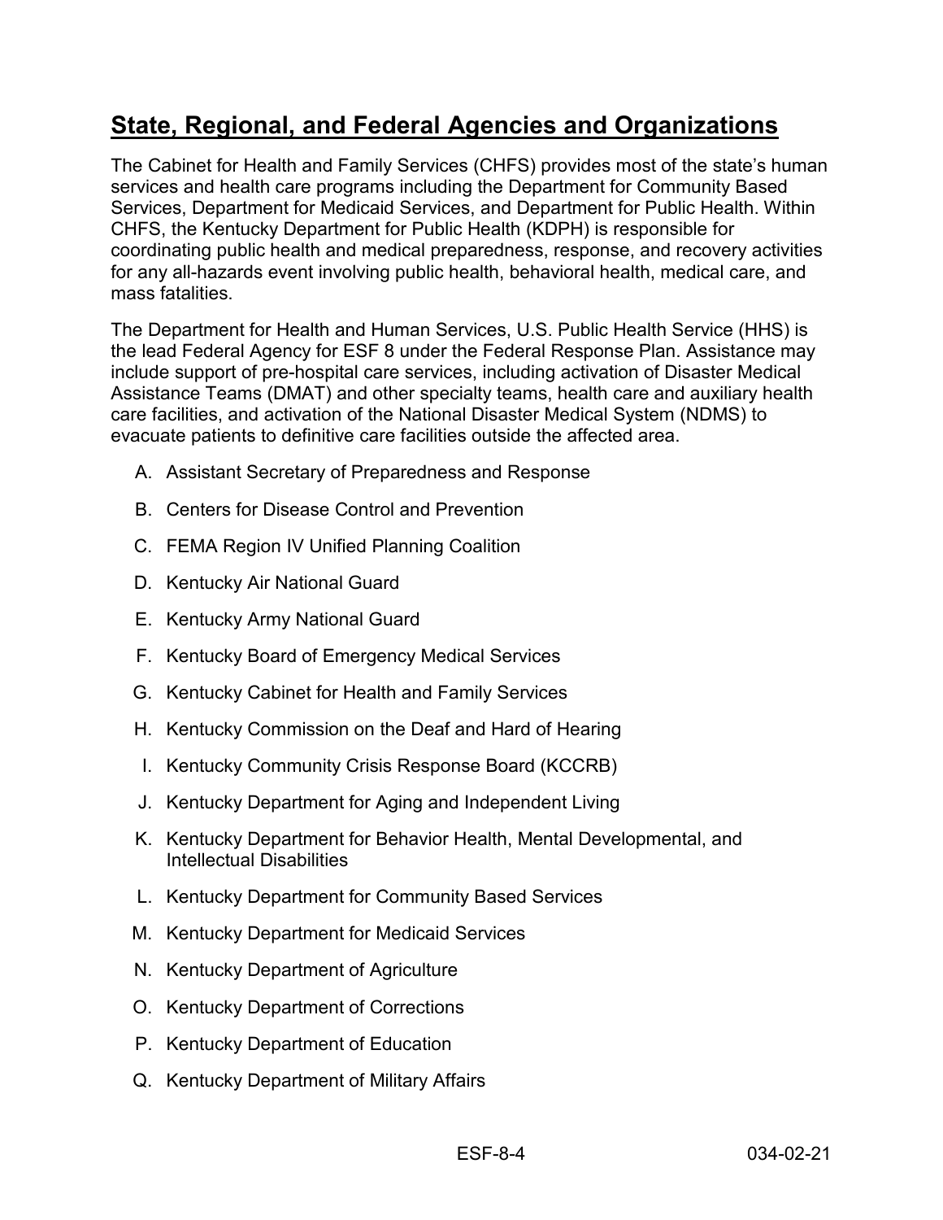## State, Regional, and Federal Agencies and Organizations

The Cabinet for Health and Family Services (CHFS) provides most of the state's human services and health care programs including the Department for Community Based Services, Department for Medicaid Services, and Department for Public Health. Within CHFS, the Kentucky Department for Public Health (KDPH) is responsible for coordinating public health and medical preparedness, response, and recovery activities for any all-hazards event involving public health, behavioral health, medical care, and mass fatalities.

The Department for Health and Human Services, U.S. Public Health Service (HHS) is the lead Federal Agency for ESF 8 under the Federal Response Plan. Assistance may include support of pre-hospital care services, including activation of Disaster Medical Assistance Teams (DMAT) and other specialty teams, health care and auxiliary health care facilities, and activation of the National Disaster Medical System (NDMS) to evacuate patients to definitive care facilities outside the affected area.

A. Assistant Secretary of Preparedness and Response

B. Centers for Disease Control and Prevention

C. FEMA Region IV Unified Planning Coalition

D. Kentucky Air National Guard

E. Kentucky Army National Guard

F. Kentucky Board of Emergency Medical Services

G. Kentucky Cabinet for Health and Family Services

H. Kentucky Commission on the Deaf and Hard of Hearing

I. Kentucky Community Crisis Response Board (KCCRB)

J. Kentucky Department for Aging and Independent Living

K. Kentucky Department for Behavior Health, Mental Developmental, and Intellectual Disabilities

L. Kentucky Department for Community Based Services

M. Kentucky Department for Medicaid Services

N. Kentucky Department of Agriculture

O. Kentucky Department of Corrections

P. Kentucky Department of Education

Q. Kentucky Department of Military Affairs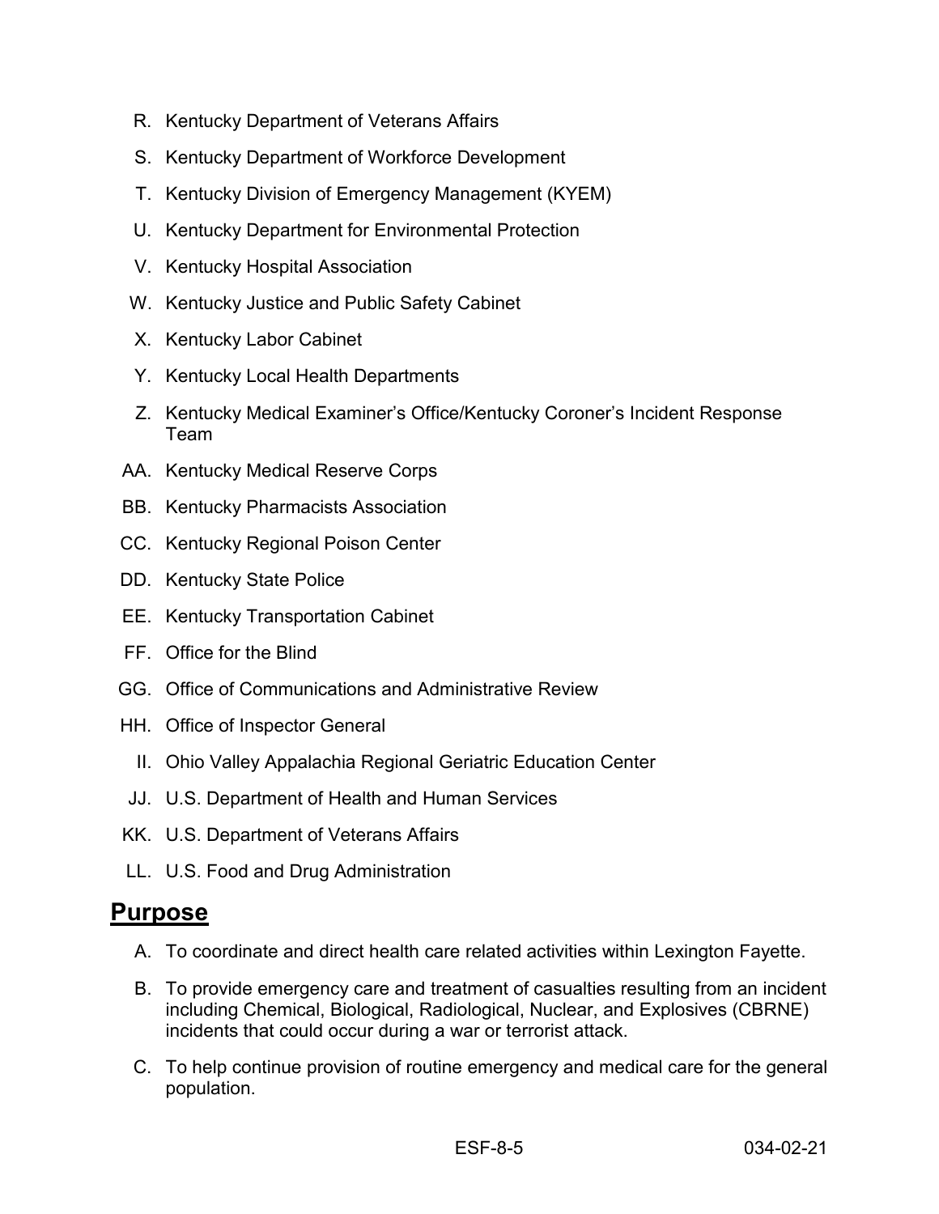R. Kentucky Department of Veterans Affairs

S. Kentucky Department of Workforce Development

T. Kentucky Division of Emergency Management (KYEM)

U. Kentucky Department for Environmental Protection

V. Kentucky Hospital Association

W. Kentucky Justice and Public Safety Cabinet

X. Kentucky Labor Cabinet

Y. Kentucky Local Health Departments

Z. Kentucky Medical Examiner's Office/Kentucky Coroner's Incident Response Team

AA. Kentucky Medical Reserve Corps

BB. Kentucky Pharmacists Association

CC. Kentucky Regional Poison Center

DD. Kentucky State Police

EE. Kentucky Transportation Cabinet

FF. Office for the Blind

GG. Office of Communications and Administrative Review

HH. Office of Inspector General

II. Ohio Valley Appalachia Regional Geriatric Education Center

JJ. U.S. Department of Health and Human Services

KK. U.S. Department of Veterans Affairs

LL. U.S. Food and Drug Administration

## Purpose

A. To coordinate and direct health care related activities within Lexington Fayette.

B. To provide emergency care and treatment of casualties resulting from an incident including Chemical, Biological, Radiological, Nuclear, and Explosives (CBRNE) incidents that could occur during a war or terrorist attack.

C. To help continue provision of routine emergency and medical care for the general population.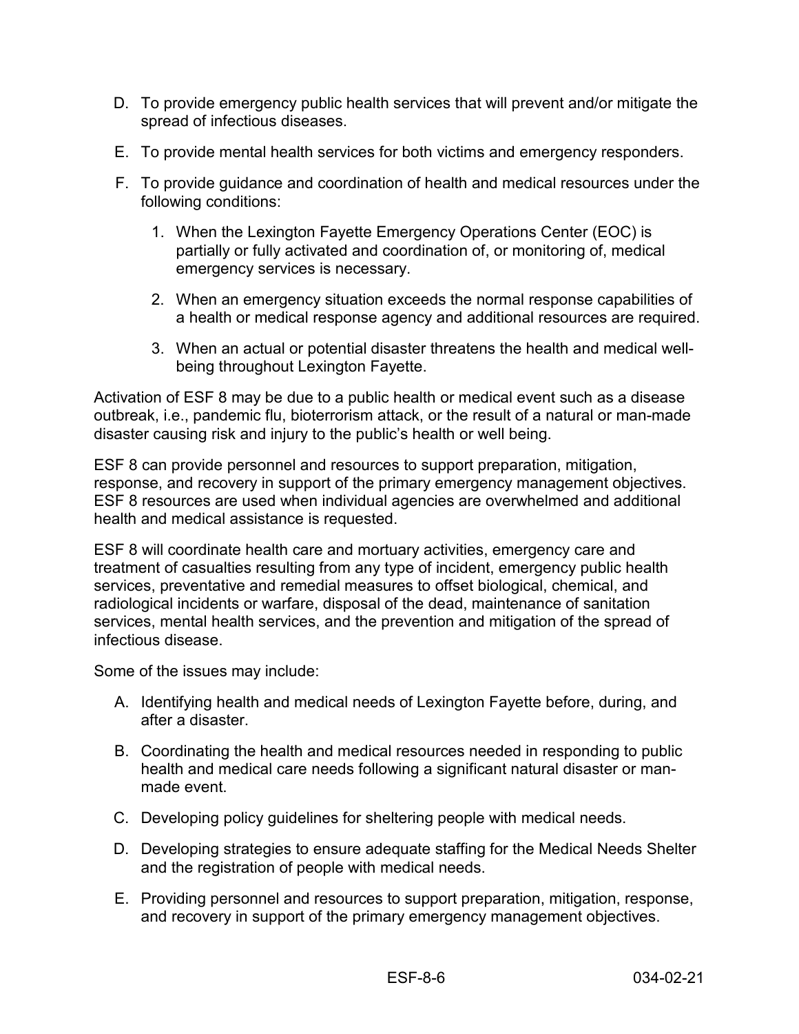D. To provide emergency public health services that will prevent and/or mitigate the spread of infectious diseases.

E. To provide mental health services for both victims and emergency responders.

F. To provide guidance and coordination of health and medical resources under the following conditions:

   1. When the Lexington Fayette Emergency Operations Center (EOC) is partially or fully activated and coordination of, or monitoring of, medical emergency services is necessary.

   2. When an emergency situation exceeds the normal response capabilities of a health or medical response agency and additional resources are required.

   3. When an actual or potential disaster threatens the health and medical well-being throughout Lexington Fayette.

Activation of ESF 8 may be due to a public health or medical event such as a disease outbreak, i.e., pandemic flu, bioterrorism attack, or the result of a natural or man-made disaster causing risk and injury to the public's health or well being.

ESF 8 can provide personnel and resources to support preparation, mitigation, response, and recovery in support of the primary emergency management objectives. ESF 8 resources are used when individual agencies are overwhelmed and additional health and medical assistance is requested.

ESF 8 will coordinate health care and mortuary activities, emergency care and treatment of casualties resulting from any type of incident, emergency public health services, preventative and remedial measures to offset biological, chemical, and radiological incidents or warfare, disposal of the dead, maintenance of sanitation services, mental health services, and the prevention and mitigation of the spread of infectious disease.

Some of the issues may include:

A. Identifying health and medical needs of Lexington Fayette before, during, and after a disaster.

B. Coordinating the health and medical resources needed in responding to public health and medical care needs following a significant natural disaster or man-made event.

C. Developing policy guidelines for sheltering people with medical needs.

D. Developing strategies to ensure adequate staffing for the Medical Needs Shelter and the registration of people with medical needs.

E. Providing personnel and resources to support preparation, mitigation, response, and recovery in support of the primary emergency management objectives.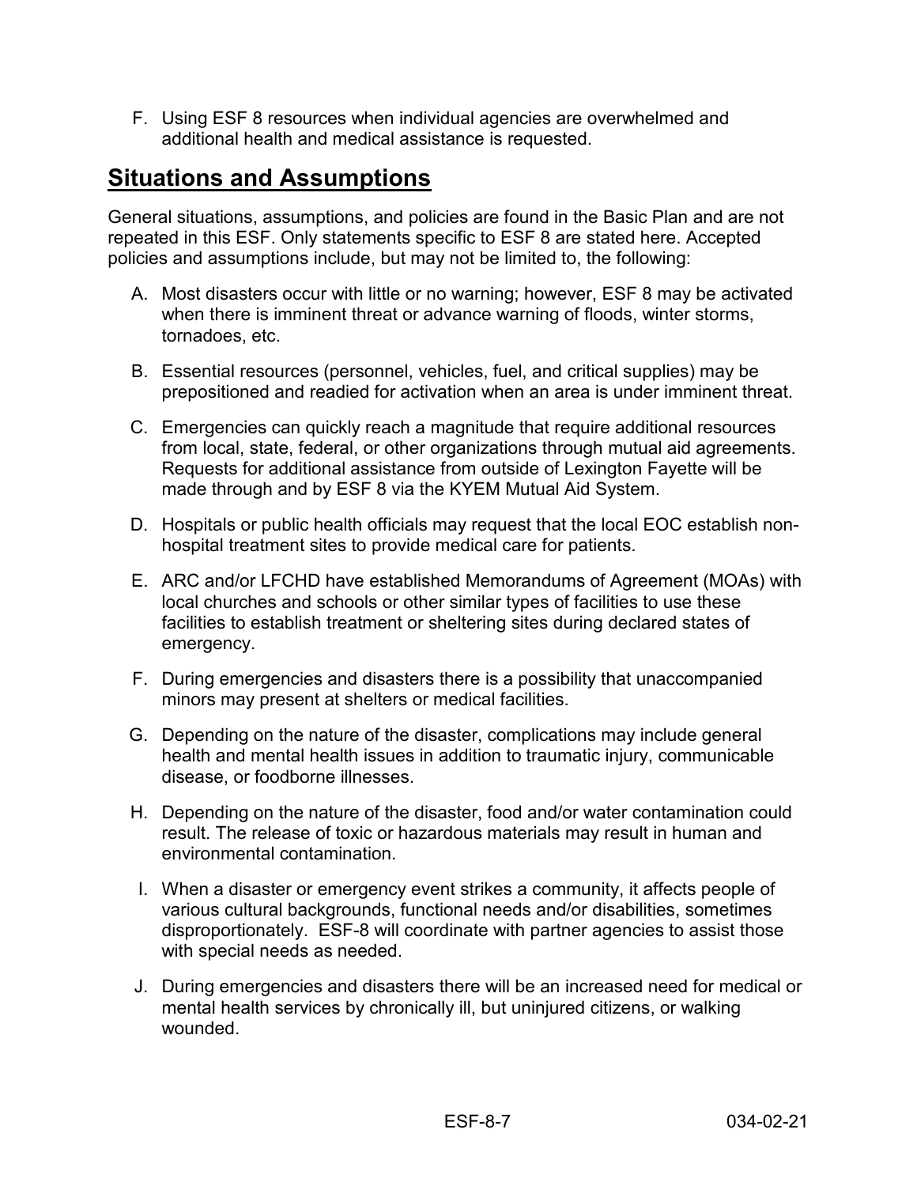F. Using ESF 8 resources when individual agencies are overwhelmed and additional health and medical assistance is requested.

## Situations and Assumptions

General situations, assumptions, and policies are found in the Basic Plan and are not repeated in this ESF. Only statements specific to ESF 8 are stated here. Accepted policies and assumptions include, but may not be limited to, the following:

A. Most disasters occur with little or no warning; however, ESF 8 may be activated when there is imminent threat or advance warning of floods, winter storms, tornadoes, etc.

B. Essential resources (personnel, vehicles, fuel, and critical supplies) may be prepositioned and readied for activation when an area is under imminent threat.

C. Emergencies can quickly reach a magnitude that require additional resources from local, state, federal, or other organizations through mutual aid agreements. Requests for additional assistance from outside of Lexington Fayette will be made through and by ESF 8 via the KYEM Mutual Aid System.

D. Hospitals or public health officials may request that the local EOC establish non-hospital treatment sites to provide medical care for patients.

E. ARC and/or LFCHD have established Memorandums of Agreement (MOAs) with local churches and schools or other similar types of facilities to use these facilities to establish treatment or sheltering sites during declared states of emergency.

F. During emergencies and disasters there is a possibility that unaccompanied minors may present at shelters or medical facilities.

G. Depending on the nature of the disaster, complications may include general health and mental health issues in addition to traumatic injury, communicable disease, or foodborne illnesses.

H. Depending on the nature of the disaster, food and/or water contamination could result. The release of toxic or hazardous materials may result in human and environmental contamination.

I. When a disaster or emergency event strikes a community, it affects people of various cultural backgrounds, functional needs and/or disabilities, sometimes disproportionately. ESF-8 will coordinate with partner agencies to assist those with special needs as needed.

J. During emergencies and disasters there will be an increased need for medical or mental health services by chronically ill, but uninjured citizens, or walking wounded.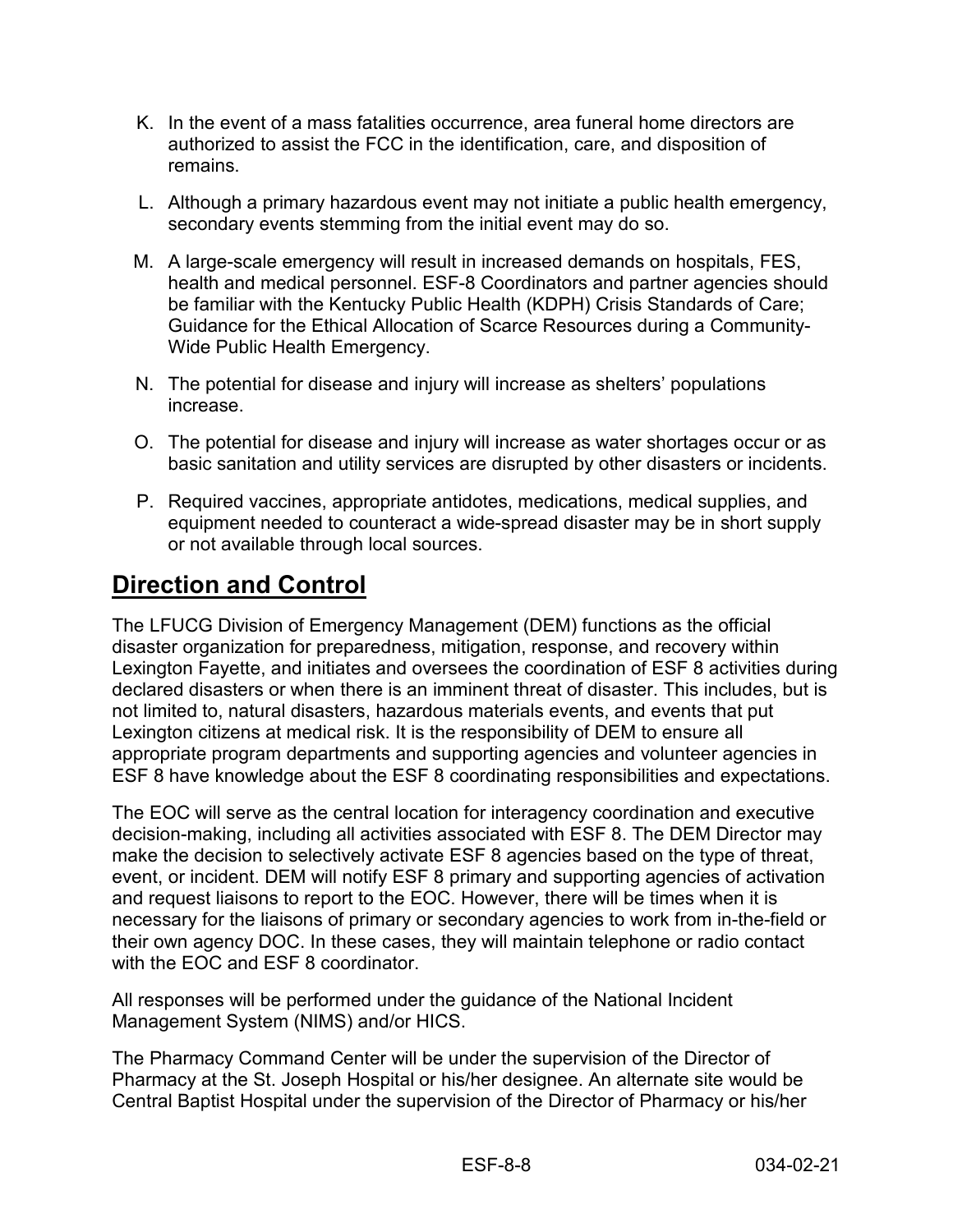K. In the event of a mass fatalities occurrence, area funeral home directors are authorized to assist the FCC in the identification, care, and disposition of remains.

L. Although a primary hazardous event may not initiate a public health emergency, secondary events stemming from the initial event may do so.

M. A large-scale emergency will result in increased demands on hospitals, FES, health and medical personnel. ESF-8 Coordinators and partner agencies should be familiar with the Kentucky Public Health (KDPH) Crisis Standards of Care; Guidance for the Ethical Allocation of Scarce Resources during a Community-Wide Public Health Emergency.

N. The potential for disease and injury will increase as shelters' populations increase.

O. The potential for disease and injury will increase as water shortages occur or as basic sanitation and utility services are disrupted by other disasters or incidents.

P. Required vaccines, appropriate antidotes, medications, medical supplies, and equipment needed to counteract a wide-spread disaster may be in short supply or not available through local sources.

## Direction and Control

The LFUCG Division of Emergency Management (DEM) functions as the official disaster organization for preparedness, mitigation, response, and recovery within Lexington Fayette, and initiates and oversees the coordination of ESF 8 activities during declared disasters or when there is an imminent threat of disaster. This includes, but is not limited to, natural disasters, hazardous materials events, and events that put Lexington citizens at medical risk. It is the responsibility of DEM to ensure all appropriate program departments and supporting agencies and volunteer agencies in ESF 8 have knowledge about the ESF 8 coordinating responsibilities and expectations.

The EOC will serve as the central location for interagency coordination and executive decision-making, including all activities associated with ESF 8. The DEM Director may make the decision to selectively activate ESF 8 agencies based on the type of threat, event, or incident. DEM will notify ESF 8 primary and supporting agencies of activation and request liaisons to report to the EOC. However, there will be times when it is necessary for the liaisons of primary or secondary agencies to work from in-the-field or their own agency DOC. In these cases, they will maintain telephone or radio contact with the EOC and ESF 8 coordinator.

All responses will be performed under the guidance of the National Incident Management System (NIMS) and/or HICS.

The Pharmacy Command Center will be under the supervision of the Director of Pharmacy at the St. Joseph Hospital or his/her designee. An alternate site would be Central Baptist Hospital under the supervision of the Director of Pharmacy or his/her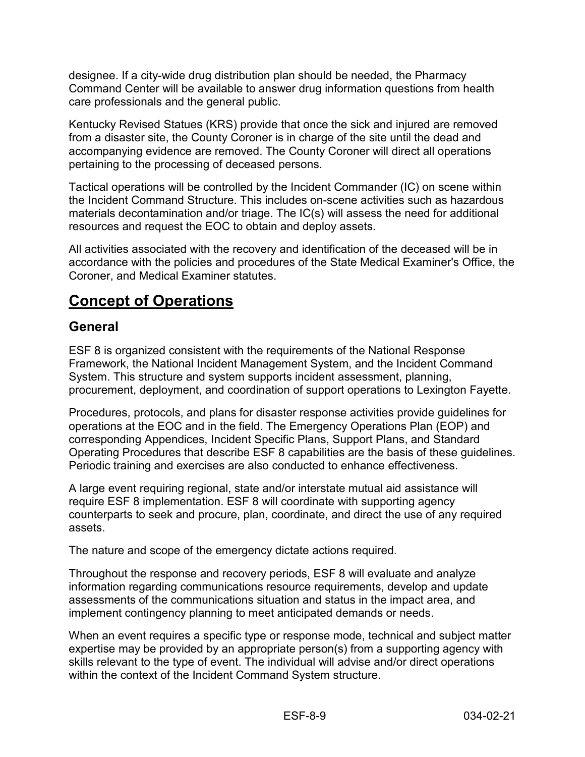designee. If a city-wide drug distribution plan should be needed, the Pharmacy Command Center will be available to answer drug information questions from health care professionals and the general public.

Kentucky Revised Statues (KRS) provide that once the sick and injured are removed from a disaster site, the County Coroner is in charge of the site until the dead and accompanying evidence are removed. The County Coroner will direct all operations pertaining to the processing of deceased persons.

Tactical operations will be controlled by the Incident Commander (IC) on scene within the Incident Command Structure. This includes on-scene activities such as hazardous materials decontamination and/or triage. The IC(s) will assess the need for additional resources and request the EOC to obtain and deploy assets.

All activities associated with the recovery and identification of the deceased will be in accordance with the policies and procedures of the State Medical Examiner's Office, the Coroner, and Medical Examiner statutes.

# Concept of Operations

## General

ESF 8 is organized consistent with the requirements of the National Response Framework, the National Incident Management System, and the Incident Command System. This structure and system supports incident assessment, planning, procurement, deployment, and coordination of support operations to Lexington Fayette.

Procedures, protocols, and plans for disaster response activities provide guidelines for operations at the EOC and in the field. The Emergency Operations Plan (EOP) and corresponding Appendices, Incident Specific Plans, Support Plans, and Standard Operating Procedures that describe ESF 8 capabilities are the basis of these guidelines. Periodic training and exercises are also conducted to enhance effectiveness.

A large event requiring regional, state and/or interstate mutual aid assistance will require ESF 8 implementation. ESF 8 will coordinate with supporting agency counterparts to seek and procure, plan, coordinate, and direct the use of any required assets.

The nature and scope of the emergency dictate actions required.

Throughout the response and recovery periods, ESF 8 will evaluate and analyze information regarding communications resource requirements, develop and update assessments of the communications situation and status in the impact area, and implement contingency planning to meet anticipated demands or needs.

When an event requires a specific type or response mode, technical and subject matter expertise may be provided by an appropriate person(s) from a supporting agency with skills relevant to the type of event. The individual will advise and/or direct operations within the context of the Incident Command System structure.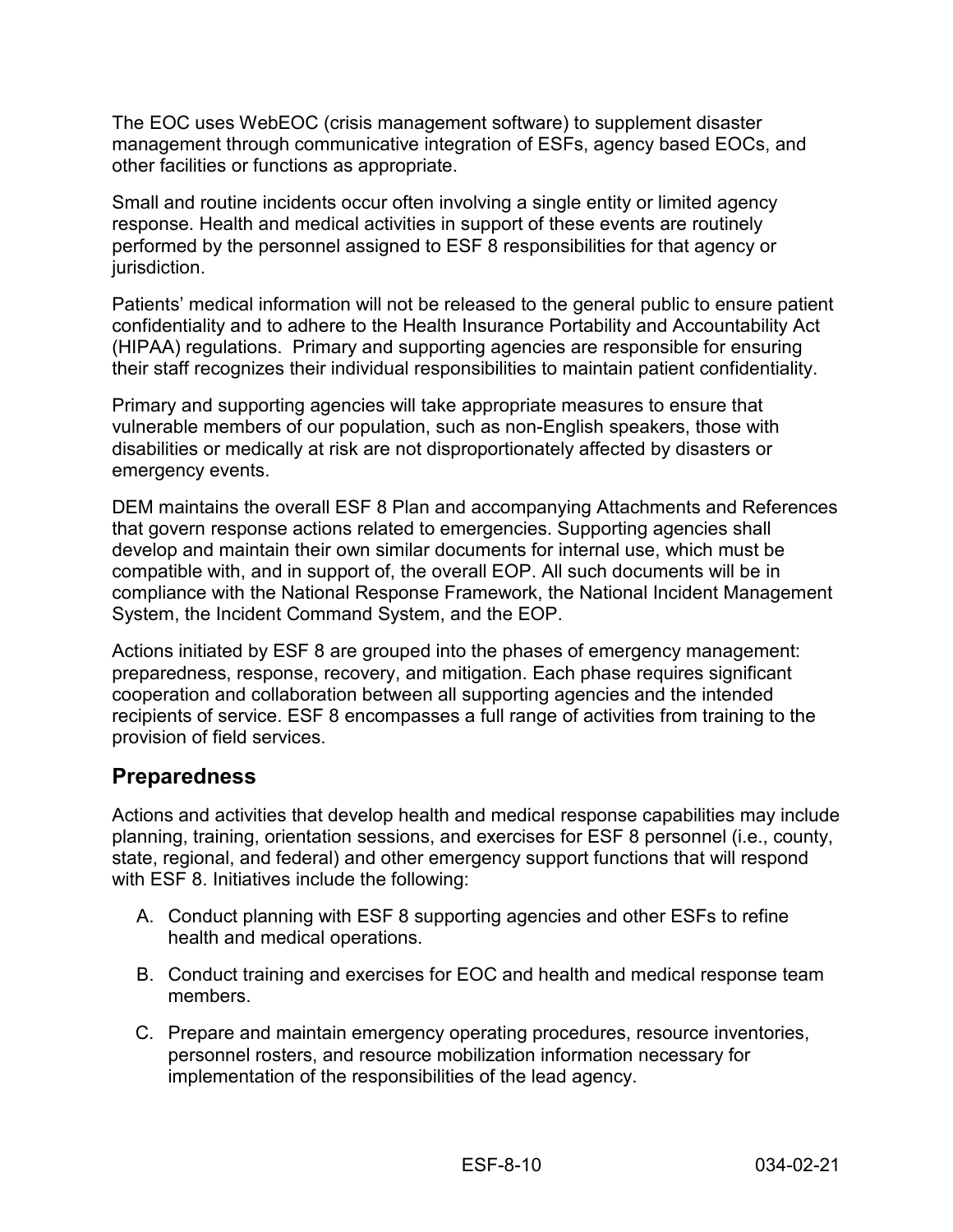The EOC uses WebEOC (crisis management software) to supplement disaster management through communicative integration of ESFs, agency based EOCs, and other facilities or functions as appropriate.

Small and routine incidents occur often involving a single entity or limited agency response. Health and medical activities in support of these events are routinely performed by the personnel assigned to ESF 8 responsibilities for that agency or jurisdiction.

Patients' medical information will not be released to the general public to ensure patient confidentiality and to adhere to the Health Insurance Portability and Accountability Act (HIPAA) regulations. Primary and supporting agencies are responsible for ensuring their staff recognizes their individual responsibilities to maintain patient confidentiality.

Primary and supporting agencies will take appropriate measures to ensure that vulnerable members of our population, such as non-English speakers, those with disabilities or medically at risk are not disproportionately affected by disasters or emergency events.

DEM maintains the overall ESF 8 Plan and accompanying Attachments and References that govern response actions related to emergencies. Supporting agencies shall develop and maintain their own similar documents for internal use, which must be compatible with, and in support of, the overall EOP. All such documents will be in compliance with the National Response Framework, the National Incident Management System, the Incident Command System, and the EOP.

Actions initiated by ESF 8 are grouped into the phases of emergency management: preparedness, response, recovery, and mitigation. Each phase requires significant cooperation and collaboration between all supporting agencies and the intended recipients of service. ESF 8 encompasses a full range of activities from training to the provision of field services.

## Preparedness

Actions and activities that develop health and medical response capabilities may include planning, training, orientation sessions, and exercises for ESF 8 personnel (i.e., county, state, regional, and federal) and other emergency support functions that will respond with ESF 8. Initiatives include the following:

A. Conduct planning with ESF 8 supporting agencies and other ESFs to refine health and medical operations.

B. Conduct training and exercises for EOC and health and medical response team members.

C. Prepare and maintain emergency operating procedures, resource inventories, personnel rosters, and resource mobilization information necessary for implementation of the responsibilities of the lead agency.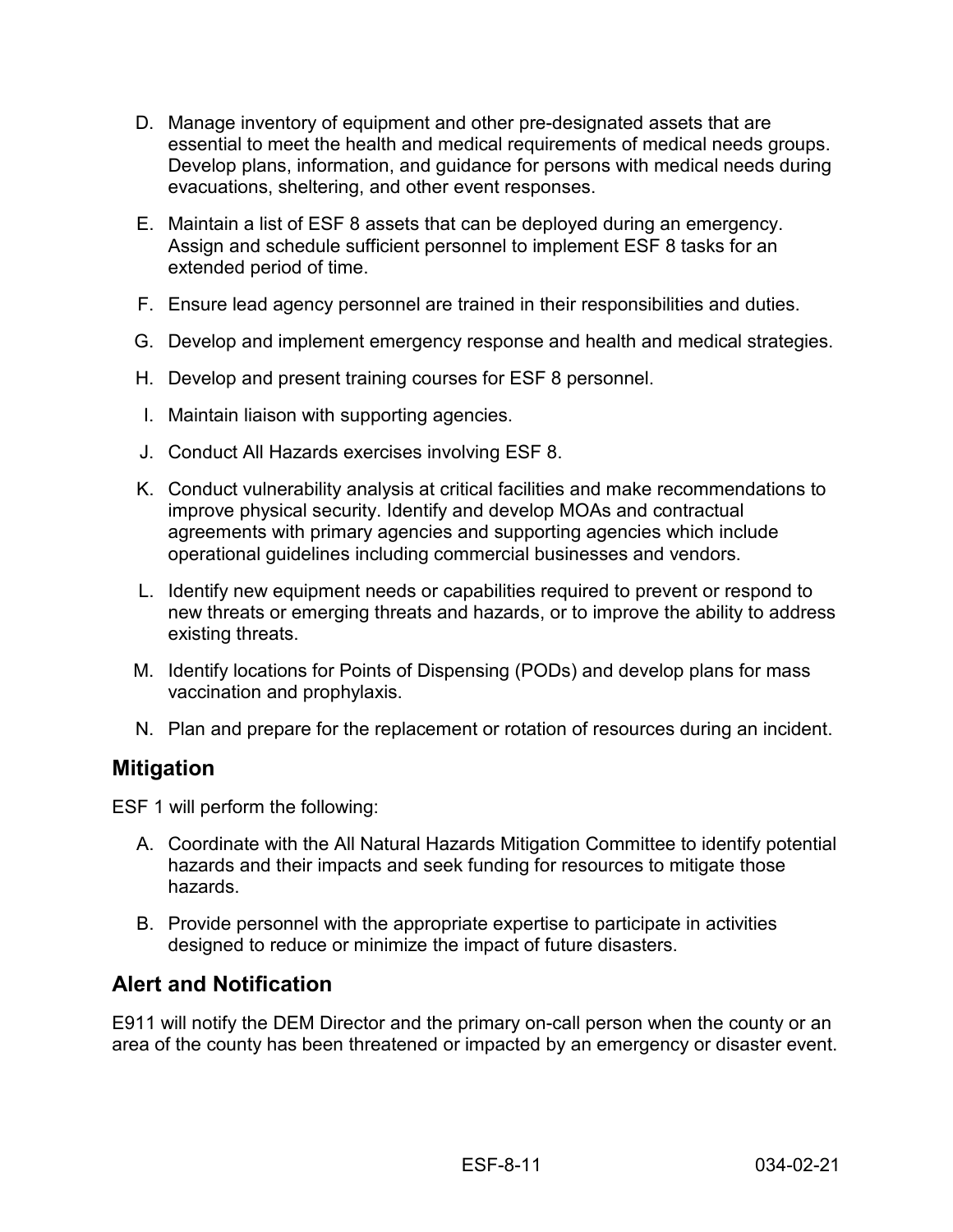D. Manage inventory of equipment and other pre-designated assets that are essential to meet the health and medical requirements of medical needs groups. Develop plans, information, and guidance for persons with medical needs during evacuations, sheltering, and other event responses.

E. Maintain a list of ESF 8 assets that can be deployed during an emergency. Assign and schedule sufficient personnel to implement ESF 8 tasks for an extended period of time.

F. Ensure lead agency personnel are trained in their responsibilities and duties.

G. Develop and implement emergency response and health and medical strategies.

H. Develop and present training courses for ESF 8 personnel.

I. Maintain liaison with supporting agencies.

J. Conduct All Hazards exercises involving ESF 8.

K. Conduct vulnerability analysis at critical facilities and make recommendations to improve physical security. Identify and develop MOAs and contractual agreements with primary agencies and supporting agencies which include operational guidelines including commercial businesses and vendors.

L. Identify new equipment needs or capabilities required to prevent or respond to new threats or emerging threats and hazards, or to improve the ability to address existing threats.

M. Identify locations for Points of Dispensing (PODs) and develop plans for mass vaccination and prophylaxis.

N. Plan and prepare for the replacement or rotation of resources during an incident.

## Mitigation

ESF 1 will perform the following:

A. Coordinate with the All Natural Hazards Mitigation Committee to identify potential hazards and their impacts and seek funding for resources to mitigate those hazards.

B. Provide personnel with the appropriate expertise to participate in activities designed to reduce or minimize the impact of future disasters.

## Alert and Notification

E911 will notify the DEM Director and the primary on-call person when the county or an area of the county has been threatened or impacted by an emergency or disaster event.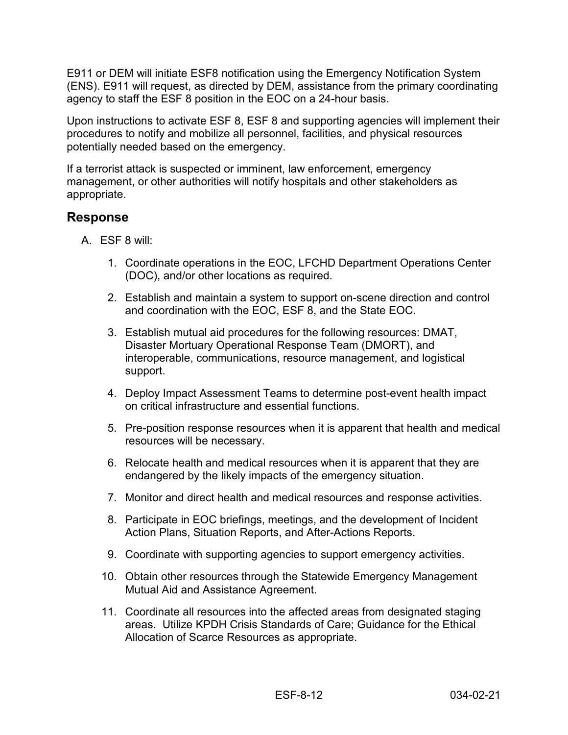E911 or DEM will initiate ESF8 notification using the Emergency Notification System (ENS). E911 will request, as directed by DEM, assistance from the primary coordinating agency to staff the ESF 8 position in the EOC on a 24-hour basis.

Upon instructions to activate ESF 8, ESF 8 and supporting agencies will implement their procedures to notify and mobilize all personnel, facilities, and physical resources potentially needed based on the emergency.

If a terrorist attack is suspected or imminent, law enforcement, emergency management, or other authorities will notify hospitals and other stakeholders as appropriate.

## Response

A. ESF 8 will:

   1. Coordinate operations in the EOC, LFCHD Department Operations Center (DOC), and/or other locations as required.

   2. Establish and maintain a system to support on-scene direction and control and coordination with the EOC, ESF 8, and the State EOC.

   3. Establish mutual aid procedures for the following resources: DMAT, Disaster Mortuary Operational Response Team (DMORT), and interoperable, communications, resource management, and logistical support.

   4. Deploy Impact Assessment Teams to determine post-event health impact on critical infrastructure and essential functions.

   5. Pre-position response resources when it is apparent that health and medical resources will be necessary.

   6. Relocate health and medical resources when it is apparent that they are endangered by the likely impacts of the emergency situation.

   7. Monitor and direct health and medical resources and response activities.

   8. Participate in EOC briefings, meetings, and the development of Incident Action Plans, Situation Reports, and After-Actions Reports.

   9. Coordinate with supporting agencies to support emergency activities.

   10. Obtain other resources through the Statewide Emergency Management Mutual Aid and Assistance Agreement.

   11. Coordinate all resources into the affected areas from designated staging areas. Utilize KPDH Crisis Standards of Care; Guidance for the Ethical Allocation of Scarce Resources as appropriate.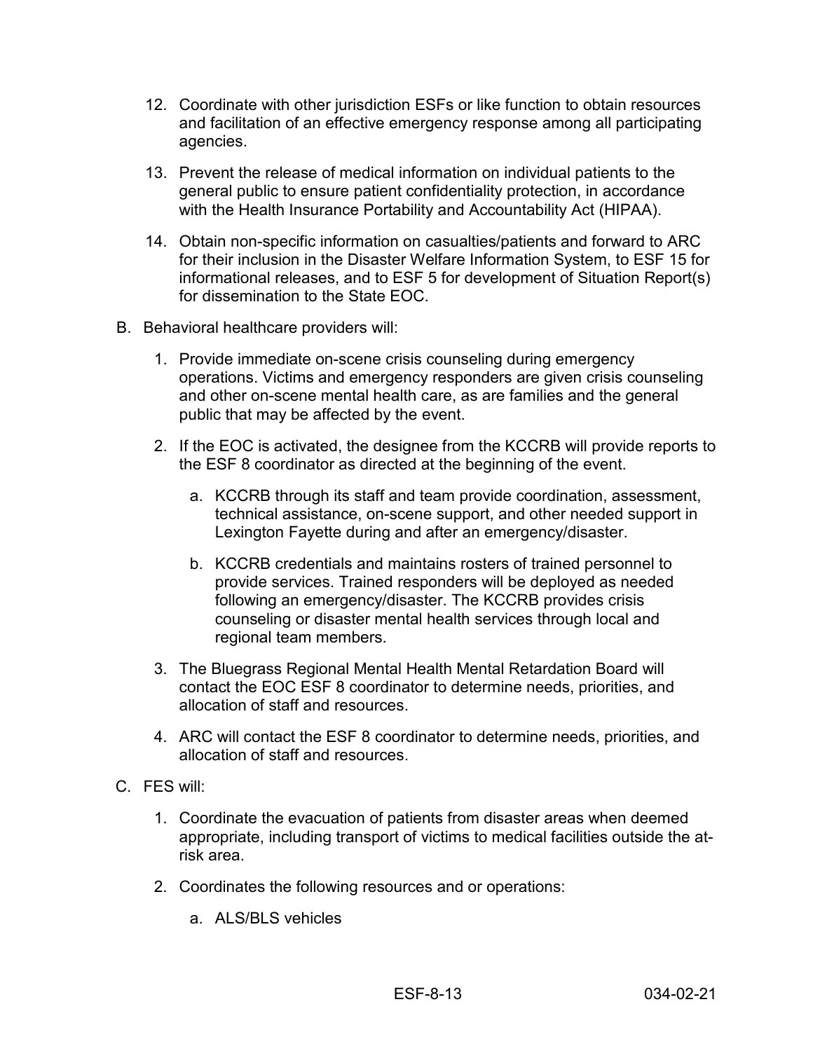12. Coordinate with other jurisdiction ESFs or like function to obtain resources and facilitation of an effective emergency response among all participating agencies.

13. Prevent the release of medical information on individual patients to the general public to ensure patient confidentiality protection, in accordance with the Health Insurance Portability and Accountability Act (HIPAA).

14. Obtain non-specific information on casualties/patients and forward to ARC for their inclusion in the Disaster Welfare Information System, to ESF 15 for informational releases, and to ESF 5 for development of Situation Report(s) for dissemination to the State EOC.

B. Behavioral healthcare providers will:

   1. Provide immediate on-scene crisis counseling during emergency operations. Victims and emergency responders are given crisis counseling and other on-scene mental health care, as are families and the general public that may be affected by the event.

   2. If the EOC is activated, the designee from the KCCRB will provide reports to the ESF 8 coordinator as directed at the beginning of the event.

      a. KCCRB through its staff and team provide coordination, assessment, technical assistance, on-scene support, and other needed support in Lexington Fayette during and after an emergency/disaster.

      b. KCCRB credentials and maintains rosters of trained personnel to provide services. Trained responders will be deployed as needed following an emergency/disaster. The KCCRB provides crisis counseling or disaster mental health services through local and regional team members.

   3. The Bluegrass Regional Mental Health Mental Retardation Board will contact the EOC ESF 8 coordinator to determine needs, priorities, and allocation of staff and resources.

   4. ARC will contact the ESF 8 coordinator to determine needs, priorities, and allocation of staff and resources.

C. FES will:

   1. Coordinate the evacuation of patients from disaster areas when deemed appropriate, including transport of victims to medical facilities outside the at-risk area.

   2. Coordinates the following resources and or operations:

      a. ALS/BLS vehicles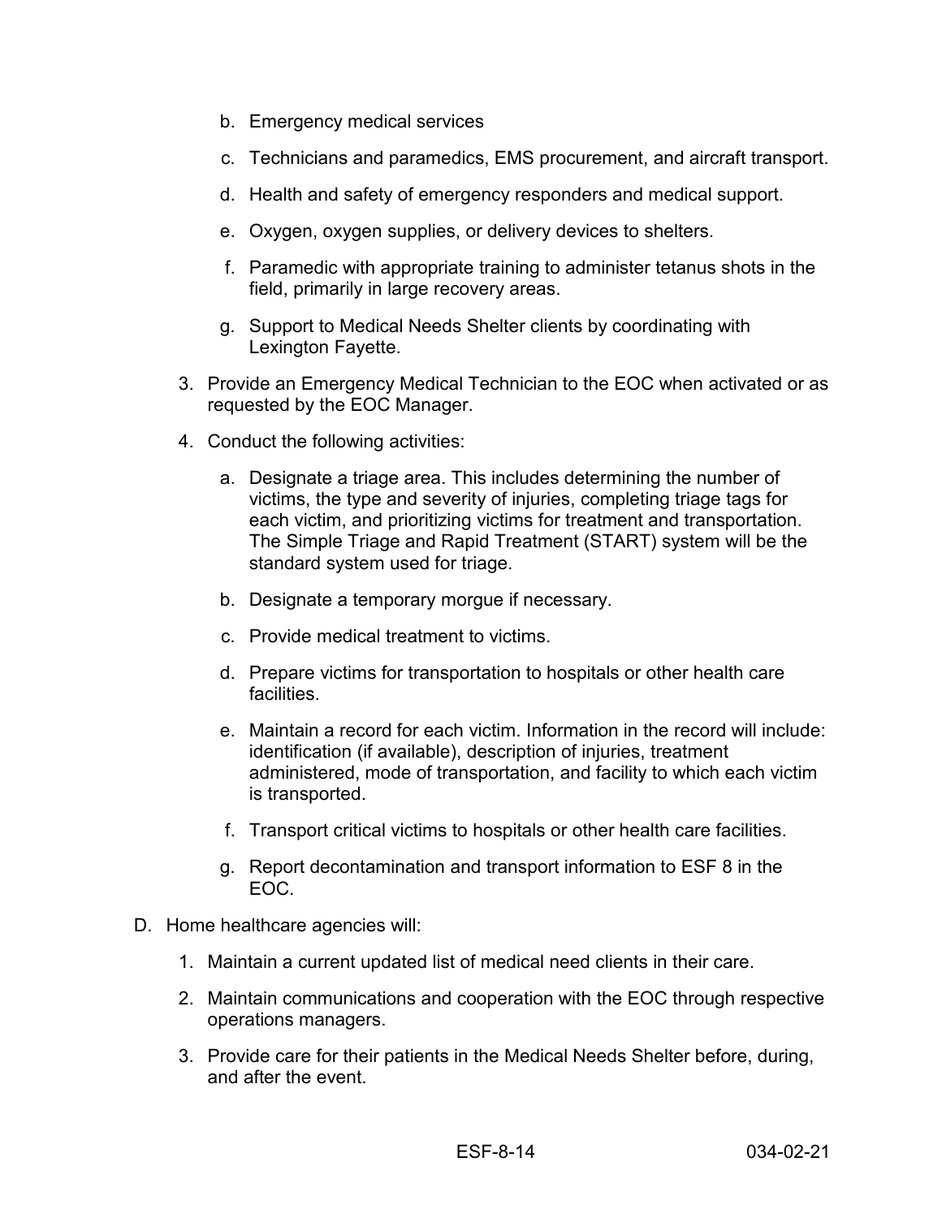b. Emergency medical services

   c. Technicians and paramedics, EMS procurement, and aircraft transport.

   d. Health and safety of emergency responders and medical support.

   e. Oxygen, oxygen supplies, or delivery devices to shelters.

   f. Paramedic with appropriate training to administer tetanus shots in the field, primarily in large recovery areas.

   g. Support to Medical Needs Shelter clients by coordinating with Lexington Fayette.

3. Provide an Emergency Medical Technician to the EOC when activated or as requested by the EOC Manager.

4. Conduct the following activities:

   a. Designate a triage area. This includes determining the number of victims, the type and severity of injuries, completing triage tags for each victim, and prioritizing victims for treatment and transportation. The Simple Triage and Rapid Treatment (START) system will be the standard system used for triage.

   b. Designate a temporary morgue if necessary.

   c. Provide medical treatment to victims.

   d. Prepare victims for transportation to hospitals or other health care facilities.

   e. Maintain a record for each victim. Information in the record will include: identification (if available), description of injuries, treatment administered, mode of transportation, and facility to which each victim is transported.

   f. Transport critical victims to hospitals or other health care facilities.

   g. Report decontamination and transport information to ESF 8 in the EOC.

D. Home healthcare agencies will:

1. Maintain a current updated list of medical need clients in their care.

2. Maintain communications and cooperation with the EOC through respective operations managers.

3. Provide care for their patients in the Medical Needs Shelter before, during, and after the event.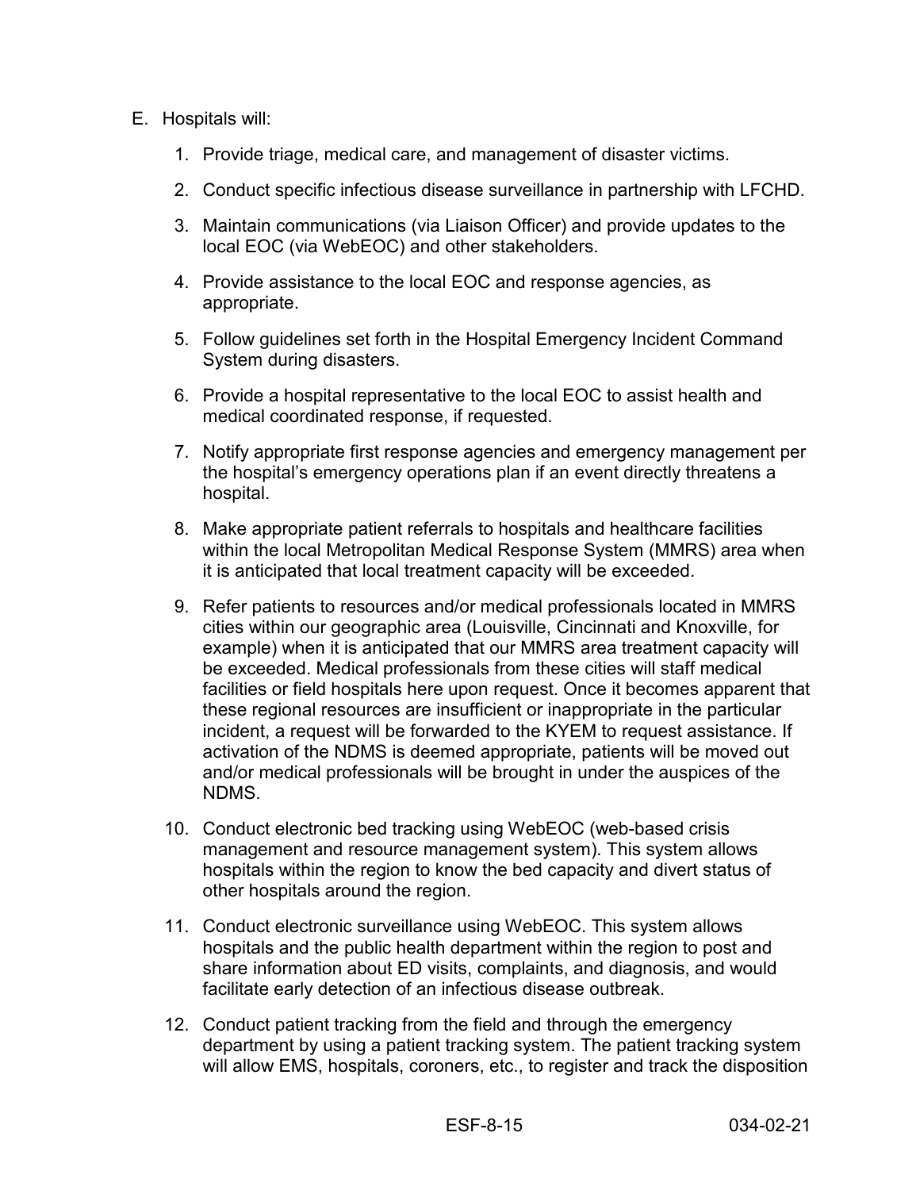E. Hospitals will:

1. Provide triage, medical care, and management of disaster victims.

2. Conduct specific infectious disease surveillance in partnership with LFCHD.

3. Maintain communications (via Liaison Officer) and provide updates to the local EOC (via WebEOC) and other stakeholders.

4. Provide assistance to the local EOC and response agencies, as appropriate.

5. Follow guidelines set forth in the Hospital Emergency Incident Command System during disasters.

6. Provide a hospital representative to the local EOC to assist health and medical coordinated response, if requested.

7. Notify appropriate first response agencies and emergency management per the hospital's emergency operations plan if an event directly threatens a hospital.

8. Make appropriate patient referrals to hospitals and healthcare facilities within the local Metropolitan Medical Response System (MMRS) area when it is anticipated that local treatment capacity will be exceeded.

9. Refer patients to resources and/or medical professionals located in MMRS cities within our geographic area (Louisville, Cincinnati and Knoxville, for example) when it is anticipated that our MMRS area treatment capacity will be exceeded. Medical professionals from these cities will staff medical facilities or field hospitals here upon request. Once it becomes apparent that these regional resources are insufficient or inappropriate in the particular incident, a request will be forwarded to the KYEM to request assistance. If activation of the NDMS is deemed appropriate, patients will be moved out and/or medical professionals will be brought in under the auspices of the NDMS.

10. Conduct electronic bed tracking using WebEOC (web-based crisis management and resource management system). This system allows hospitals within the region to know the bed capacity and divert status of other hospitals around the region.

11. Conduct electronic surveillance using WebEOC. This system allows hospitals and the public health department within the region to post and share information about ED visits, complaints, and diagnosis, and would facilitate early detection of an infectious disease outbreak.

12. Conduct patient tracking from the field and through the emergency department by using a patient tracking system. The patient tracking system will allow EMS, hospitals, coroners, etc., to register and track the disposition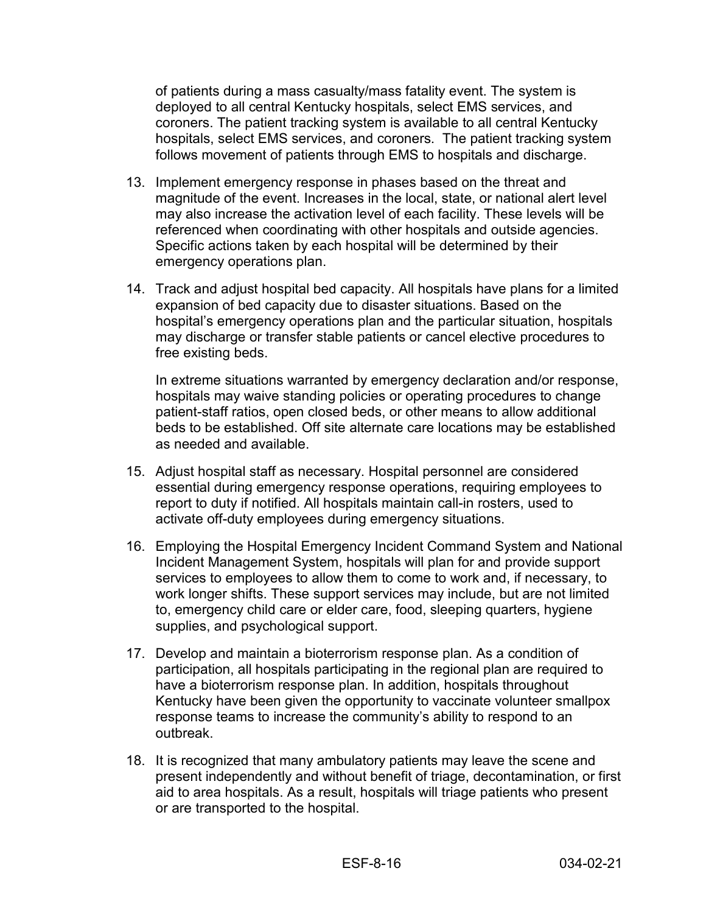of patients during a mass casualty/mass fatality event. The system is deployed to all central Kentucky hospitals, select EMS services, and coroners. The patient tracking system is available to all central Kentucky hospitals, select EMS services, and coroners. The patient tracking system follows movement of patients through EMS to hospitals and discharge.

13. Implement emergency response in phases based on the threat and magnitude of the event. Increases in the local, state, or national alert level may also increase the activation level of each facility. These levels will be referenced when coordinating with other hospitals and outside agencies. Specific actions taken by each hospital will be determined by their emergency operations plan.

14. Track and adjust hospital bed capacity. All hospitals have plans for a limited expansion of bed capacity due to disaster situations. Based on the hospital's emergency operations plan and the particular situation, hospitals may discharge or transfer stable patients or cancel elective procedures to free existing beds.

    In extreme situations warranted by emergency declaration and/or response, hospitals may waive standing policies or operating procedures to change patient-staff ratios, open closed beds, or other means to allow additional beds to be established. Off site alternate care locations may be established as needed and available.

15. Adjust hospital staff as necessary. Hospital personnel are considered essential during emergency response operations, requiring employees to report to duty if notified. All hospitals maintain call-in rosters, used to activate off-duty employees during emergency situations.

16. Employing the Hospital Emergency Incident Command System and National Incident Management System, hospitals will plan for and provide support services to employees to allow them to come to work and, if necessary, to work longer shifts. These support services may include, but are not limited to, emergency child care or elder care, food, sleeping quarters, hygiene supplies, and psychological support.

17. Develop and maintain a bioterrorism response plan. As a condition of participation, all hospitals participating in the regional plan are required to have a bioterrorism response plan. In addition, hospitals throughout Kentucky have been given the opportunity to vaccinate volunteer smallpox response teams to increase the community's ability to respond to an outbreak.

18. It is recognized that many ambulatory patients may leave the scene and present independently and without benefit of triage, decontamination, or first aid to area hospitals. As a result, hospitals will triage patients who present or are transported to the hospital.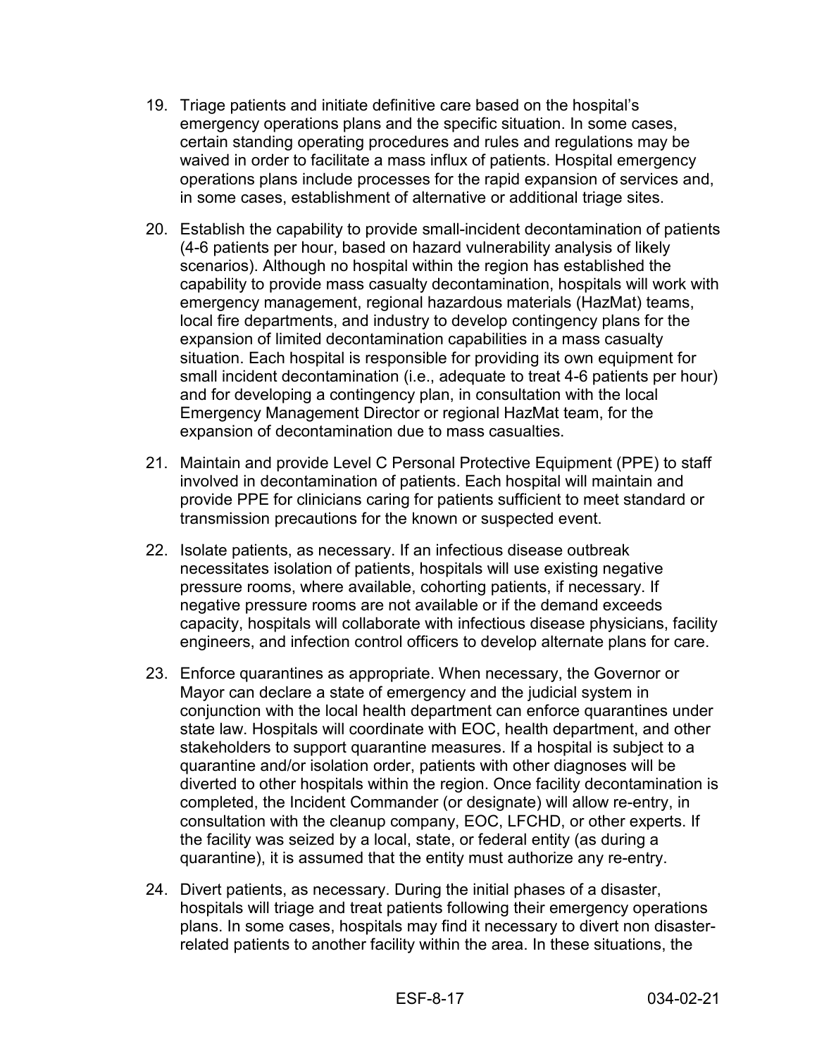19. Triage patients and initiate definitive care based on the hospital's emergency operations plans and the specific situation. In some cases, certain standing operating procedures and rules and regulations may be waived in order to facilitate a mass influx of patients. Hospital emergency operations plans include processes for the rapid expansion of services and, in some cases, establishment of alternative or additional triage sites.

20. Establish the capability to provide small-incident decontamination of patients (4-6 patients per hour, based on hazard vulnerability analysis of likely scenarios). Although no hospital within the region has established the capability to provide mass casualty decontamination, hospitals will work with emergency management, regional hazardous materials (HazMat) teams, local fire departments, and industry to develop contingency plans for the expansion of limited decontamination capabilities in a mass casualty situation. Each hospital is responsible for providing its own equipment for small incident decontamination (i.e., adequate to treat 4-6 patients per hour) and for developing a contingency plan, in consultation with the local Emergency Management Director or regional HazMat team, for the expansion of decontamination due to mass casualties.

21. Maintain and provide Level C Personal Protective Equipment (PPE) to staff involved in decontamination of patients. Each hospital will maintain and provide PPE for clinicians caring for patients sufficient to meet standard or transmission precautions for the known or suspected event.

22. Isolate patients, as necessary. If an infectious disease outbreak necessitates isolation of patients, hospitals will use existing negative pressure rooms, where available, cohorting patients, if necessary. If negative pressure rooms are not available or if the demand exceeds capacity, hospitals will collaborate with infectious disease physicians, facility engineers, and infection control officers to develop alternate plans for care.

23. Enforce quarantines as appropriate. When necessary, the Governor or Mayor can declare a state of emergency and the judicial system in conjunction with the local health department can enforce quarantines under state law. Hospitals will coordinate with EOC, health department, and other stakeholders to support quarantine measures. If a hospital is subject to a quarantine and/or isolation order, patients with other diagnoses will be diverted to other hospitals within the region. Once facility decontamination is completed, the Incident Commander (or designate) will allow re-entry, in consultation with the cleanup company, EOC, LFCHD, or other experts. If the facility was seized by a local, state, or federal entity (as during a quarantine), it is assumed that the entity must authorize any re-entry.

24. Divert patients, as necessary. During the initial phases of a disaster, hospitals will triage and treat patients following their emergency operations plans. In some cases, hospitals may find it necessary to divert non disaster-related patients to another facility within the area. In these situations, the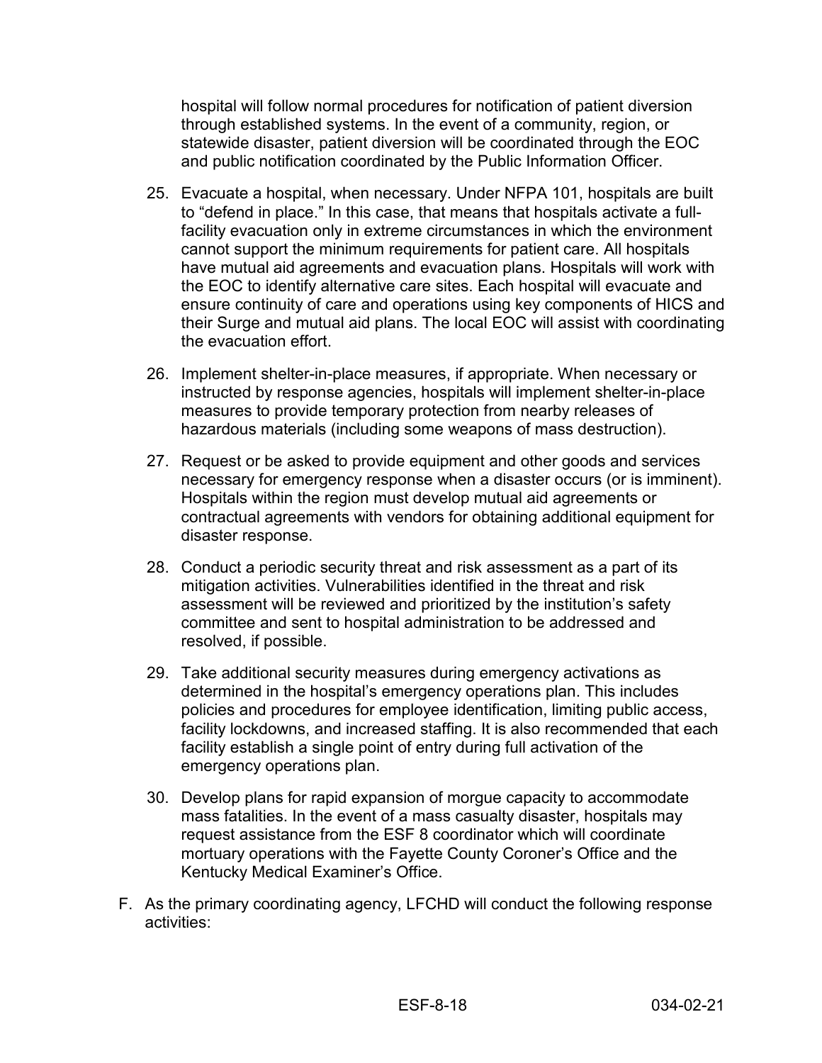hospital will follow normal procedures for notification of patient diversion through established systems. In the event of a community, region, or statewide disaster, patient diversion will be coordinated through the EOC and public notification coordinated by the Public Information Officer.

25. Evacuate a hospital, when necessary. Under NFPA 101, hospitals are built to "defend in place." In this case, that means that hospitals activate a full-facility evacuation only in extreme circumstances in which the environment cannot support the minimum requirements for patient care. All hospitals have mutual aid agreements and evacuation plans. Hospitals will work with the EOC to identify alternative care sites. Each hospital will evacuate and ensure continuity of care and operations using key components of HICS and their Surge and mutual aid plans. The local EOC will assist with coordinating the evacuation effort.

26. Implement shelter-in-place measures, if appropriate. When necessary or instructed by response agencies, hospitals will implement shelter-in-place measures to provide temporary protection from nearby releases of hazardous materials (including some weapons of mass destruction).

27. Request or be asked to provide equipment and other goods and services necessary for emergency response when a disaster occurs (or is imminent). Hospitals within the region must develop mutual aid agreements or contractual agreements with vendors for obtaining additional equipment for disaster response.

28. Conduct a periodic security threat and risk assessment as a part of its mitigation activities. Vulnerabilities identified in the threat and risk assessment will be reviewed and prioritized by the institution's safety committee and sent to hospital administration to be addressed and resolved, if possible.

29. Take additional security measures during emergency activations as determined in the hospital's emergency operations plan. This includes policies and procedures for employee identification, limiting public access, facility lockdowns, and increased staffing. It is also recommended that each facility establish a single point of entry during full activation of the emergency operations plan.

30. Develop plans for rapid expansion of morgue capacity to accommodate mass fatalities. In the event of a mass casualty disaster, hospitals may request assistance from the ESF 8 coordinator which will coordinate mortuary operations with the Fayette County Coroner's Office and the Kentucky Medical Examiner's Office.

F. As the primary coordinating agency, LFCHD will conduct the following response activities: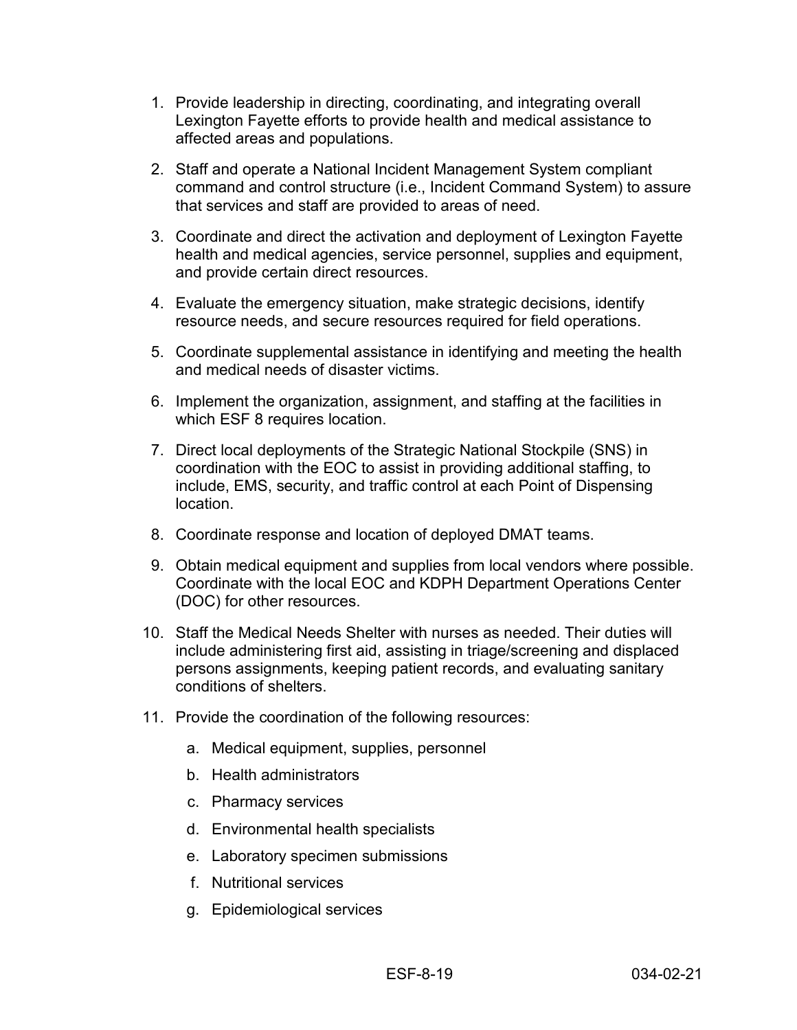1. Provide leadership in directing, coordinating, and integrating overall Lexington Fayette efforts to provide health and medical assistance to affected areas and populations.

2. Staff and operate a National Incident Management System compliant command and control structure (i.e., Incident Command System) to assure that services and staff are provided to areas of need.

3. Coordinate and direct the activation and deployment of Lexington Fayette health and medical agencies, service personnel, supplies and equipment, and provide certain direct resources.

4. Evaluate the emergency situation, make strategic decisions, identify resource needs, and secure resources required for field operations.

5. Coordinate supplemental assistance in identifying and meeting the health and medical needs of disaster victims.

6. Implement the organization, assignment, and staffing at the facilities in which ESF 8 requires location.

7. Direct local deployments of the Strategic National Stockpile (SNS) in coordination with the EOC to assist in providing additional staffing, to include, EMS, security, and traffic control at each Point of Dispensing location.

8. Coordinate response and location of deployed DMAT teams.

9. Obtain medical equipment and supplies from local vendors where possible. Coordinate with the local EOC and KDPH Department Operations Center (DOC) for other resources.

10. Staff the Medical Needs Shelter with nurses as needed. Their duties will include administering first aid, assisting in triage/screening and displaced persons assignments, keeping patient records, and evaluating sanitary conditions of shelters.

11. Provide the coordination of the following resources:

    a. Medical equipment, supplies, personnel

    b. Health administrators

    c. Pharmacy services

    d. Environmental health specialists

    e. Laboratory specimen submissions

    f. Nutritional services

    g. Epidemiological services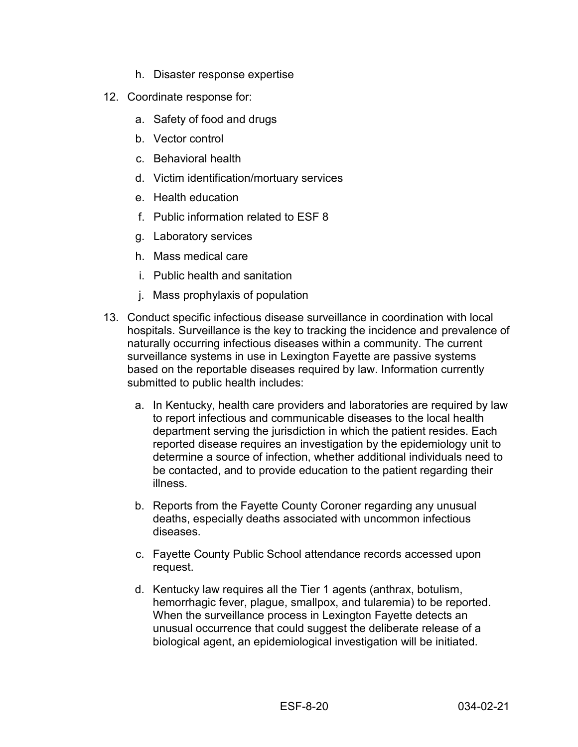h. Disaster response expertise

12. Coordinate response for:

    a. Safety of food and drugs

    b. Vector control

    c. Behavioral health

    d. Victim identification/mortuary services

    e. Health education

    f. Public information related to ESF 8

    g. Laboratory services

    h. Mass medical care

    i. Public health and sanitation

    j. Mass prophylaxis of population

13. Conduct specific infectious disease surveillance in coordination with local hospitals. Surveillance is the key to tracking the incidence and prevalence of naturally occurring infectious diseases within a community. The current surveillance systems in use in Lexington Fayette are passive systems based on the reportable diseases required by law. Information currently submitted to public health includes:

    a. In Kentucky, health care providers and laboratories are required by law to report infectious and communicable diseases to the local health department serving the jurisdiction in which the patient resides. Each reported disease requires an investigation by the epidemiology unit to determine a source of infection, whether additional individuals need to be contacted, and to provide education to the patient regarding their illness.

    b. Reports from the Fayette County Coroner regarding any unusual deaths, especially deaths associated with uncommon infectious diseases.

    c. Fayette County Public School attendance records accessed upon request.

    d. Kentucky law requires all the Tier 1 agents (anthrax, botulism, hemorrhagic fever, plague, smallpox, and tularemia) to be reported. When the surveillance process in Lexington Fayette detects an unusual occurrence that could suggest the deliberate release of a biological agent, an epidemiological investigation will be initiated.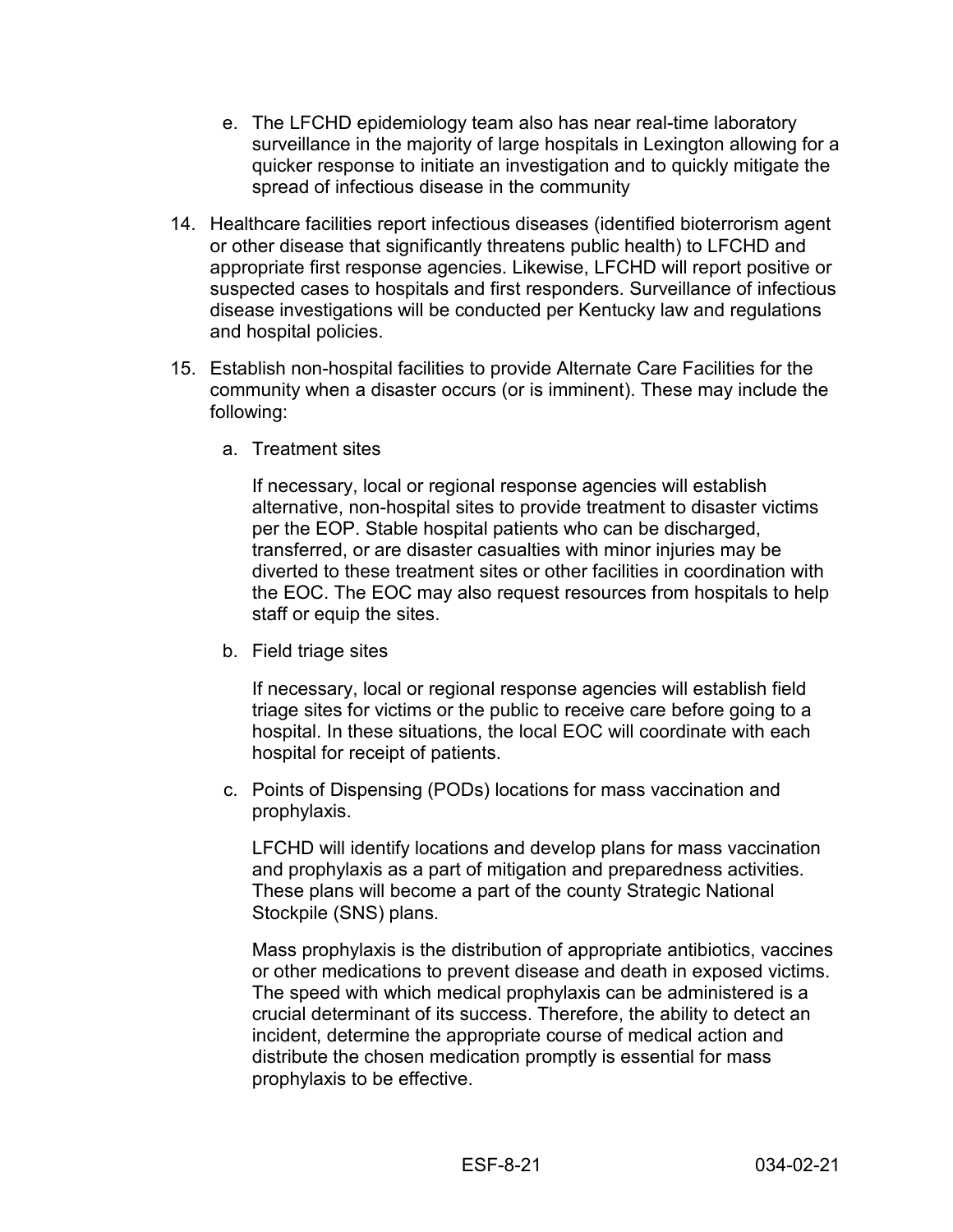e. The LFCHD epidemiology team also has near real-time laboratory surveillance in the majority of large hospitals in Lexington allowing for a quicker response to initiate an investigation and to quickly mitigate the spread of infectious disease in the community

14. Healthcare facilities report infectious diseases (identified bioterrorism agent or other disease that significantly threatens public health) to LFCHD and appropriate first response agencies. Likewise, LFCHD will report positive or suspected cases to hospitals and first responders. Surveillance of infectious disease investigations will be conducted per Kentucky law and regulations and hospital policies.

15. Establish non-hospital facilities to provide Alternate Care Facilities for the community when a disaster occurs (or is imminent). These may include the following:

    a. Treatment sites

       If necessary, local or regional response agencies will establish alternative, non-hospital sites to provide treatment to disaster victims per the EOP. Stable hospital patients who can be discharged, transferred, or are disaster casualties with minor injuries may be diverted to these treatment sites or other facilities in coordination with the EOC. The EOC may also request resources from hospitals to help staff or equip the sites.

    b. Field triage sites

       If necessary, local or regional response agencies will establish field triage sites for victims or the public to receive care before going to a hospital. In these situations, the local EOC will coordinate with each hospital for receipt of patients.

    c. Points of Dispensing (PODs) locations for mass vaccination and prophylaxis.

       LFCHD will identify locations and develop plans for mass vaccination and prophylaxis as a part of mitigation and preparedness activities. These plans will become a part of the county Strategic National Stockpile (SNS) plans.

       Mass prophylaxis is the distribution of appropriate antibiotics, vaccines or other medications to prevent disease and death in exposed victims. The speed with which medical prophylaxis can be administered is a crucial determinant of its success. Therefore, the ability to detect an incident, determine the appropriate course of medical action and distribute the chosen medication promptly is essential for mass prophylaxis to be effective.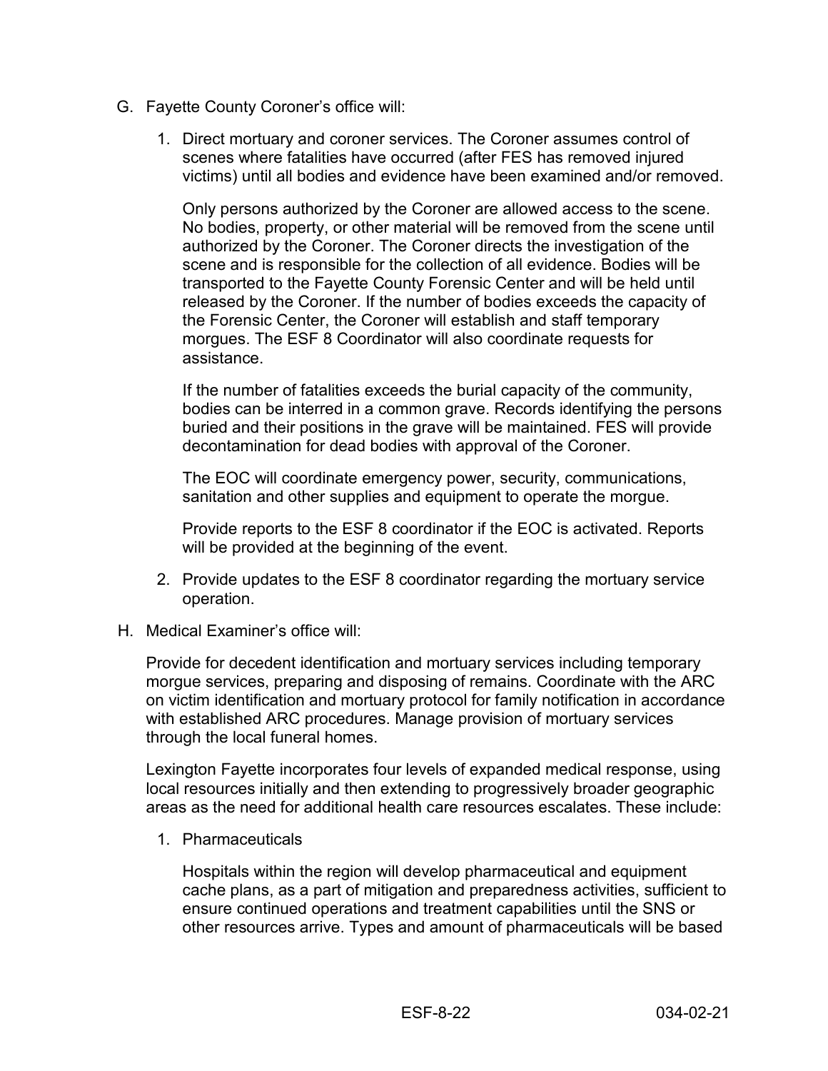G. Fayette County Coroner's office will:

   1. Direct mortuary and coroner services. The Coroner assumes control of scenes where fatalities have occurred (after FES has removed injured victims) until all bodies and evidence have been examined and/or removed.

      Only persons authorized by the Coroner are allowed access to the scene. No bodies, property, or other material will be removed from the scene until authorized by the Coroner. The Coroner directs the investigation of the scene and is responsible for the collection of all evidence. Bodies will be transported to the Fayette County Forensic Center and will be held until released by the Coroner. If the number of bodies exceeds the capacity of the Forensic Center, the Coroner will establish and staff temporary morgues. The ESF 8 Coordinator will also coordinate requests for assistance.

      If the number of fatalities exceeds the burial capacity of the community, bodies can be interred in a common grave. Records identifying the persons buried and their positions in the grave will be maintained. FES will provide decontamination for dead bodies with approval of the Coroner.

      The EOC will coordinate emergency power, security, communications, sanitation and other supplies and equipment to operate the morgue.

      Provide reports to the ESF 8 coordinator if the EOC is activated. Reports will be provided at the beginning of the event.

   2. Provide updates to the ESF 8 coordinator regarding the mortuary service operation.

H. Medical Examiner's office will:

   Provide for decedent identification and mortuary services including temporary morgue services, preparing and disposing of remains. Coordinate with the ARC on victim identification and mortuary protocol for family notification in accordance with established ARC procedures. Manage provision of mortuary services through the local funeral homes.

   Lexington Fayette incorporates four levels of expanded medical response, using local resources initially and then extending to progressively broader geographic areas as the need for additional health care resources escalates. These include:

   1. Pharmaceuticals

      Hospitals within the region will develop pharmaceutical and equipment cache plans, as a part of mitigation and preparedness activities, sufficient to ensure continued operations and treatment capabilities until the SNS or other resources arrive. Types and amount of pharmaceuticals will be based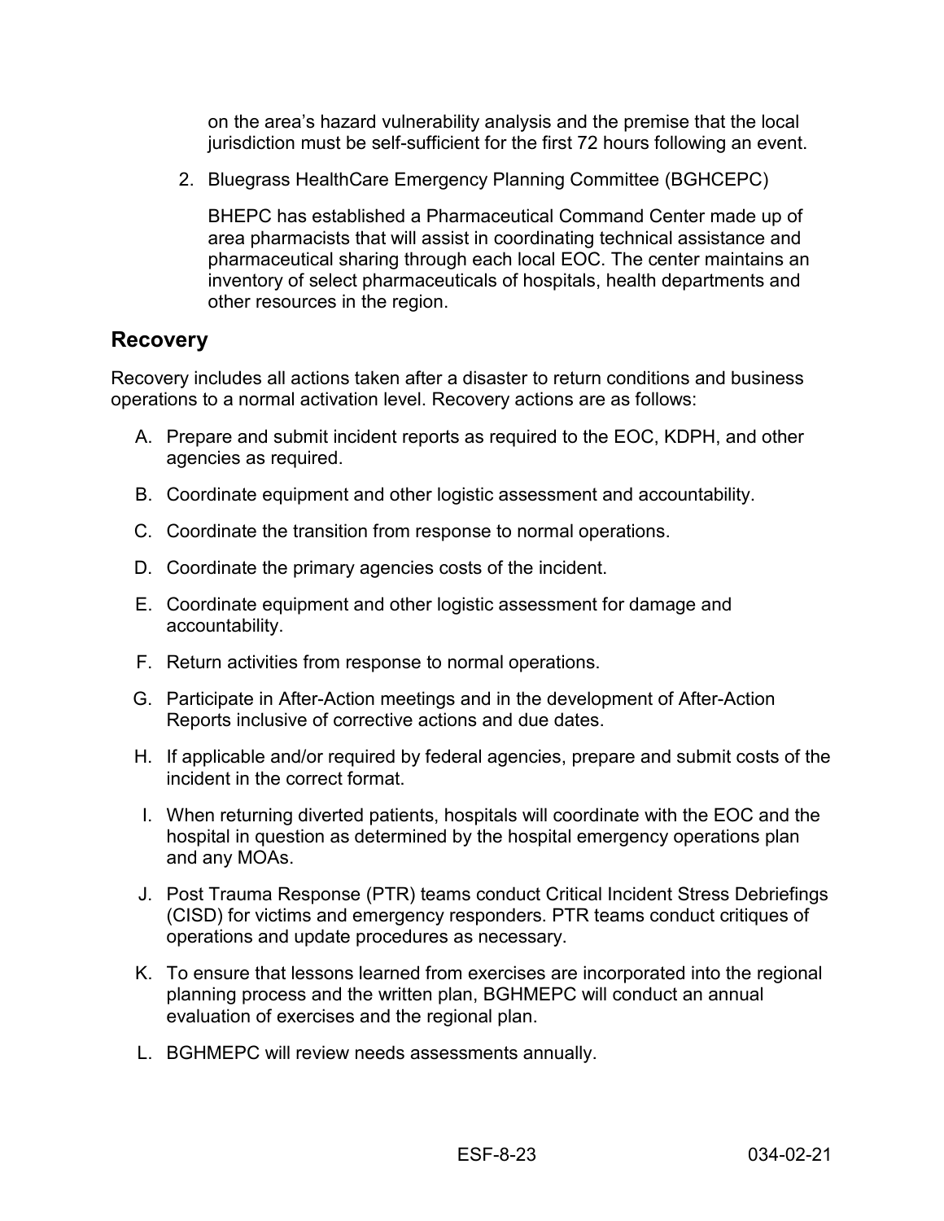on the area's hazard vulnerability analysis and the premise that the local jurisdiction must be self-sufficient for the first 72 hours following an event.

2. Bluegrass HealthCare Emergency Planning Committee (BGHCEPC)

   BHEPC has established a Pharmaceutical Command Center made up of area pharmacists that will assist in coordinating technical assistance and pharmaceutical sharing through each local EOC. The center maintains an inventory of select pharmaceuticals of hospitals, health departments and other resources in the region.

## Recovery

Recovery includes all actions taken after a disaster to return conditions and business operations to a normal activation level. Recovery actions are as follows:

A. Prepare and submit incident reports as required to the EOC, KDPH, and other agencies as required.

B. Coordinate equipment and other logistic assessment and accountability.

C. Coordinate the transition from response to normal operations.

D. Coordinate the primary agencies costs of the incident.

E. Coordinate equipment and other logistic assessment for damage and accountability.

F. Return activities from response to normal operations.

G. Participate in After-Action meetings and in the development of After-Action Reports inclusive of corrective actions and due dates.

H. If applicable and/or required by federal agencies, prepare and submit costs of the incident in the correct format.

I. When returning diverted patients, hospitals will coordinate with the EOC and the hospital in question as determined by the hospital emergency operations plan and any MOAs.

J. Post Trauma Response (PTR) teams conduct Critical Incident Stress Debriefings (CISD) for victims and emergency responders. PTR teams conduct critiques of operations and update procedures as necessary.

K. To ensure that lessons learned from exercises are incorporated into the regional planning process and the written plan, BGHMEPC will conduct an annual evaluation of exercises and the regional plan.

L. BGHMEPC will review needs assessments annually.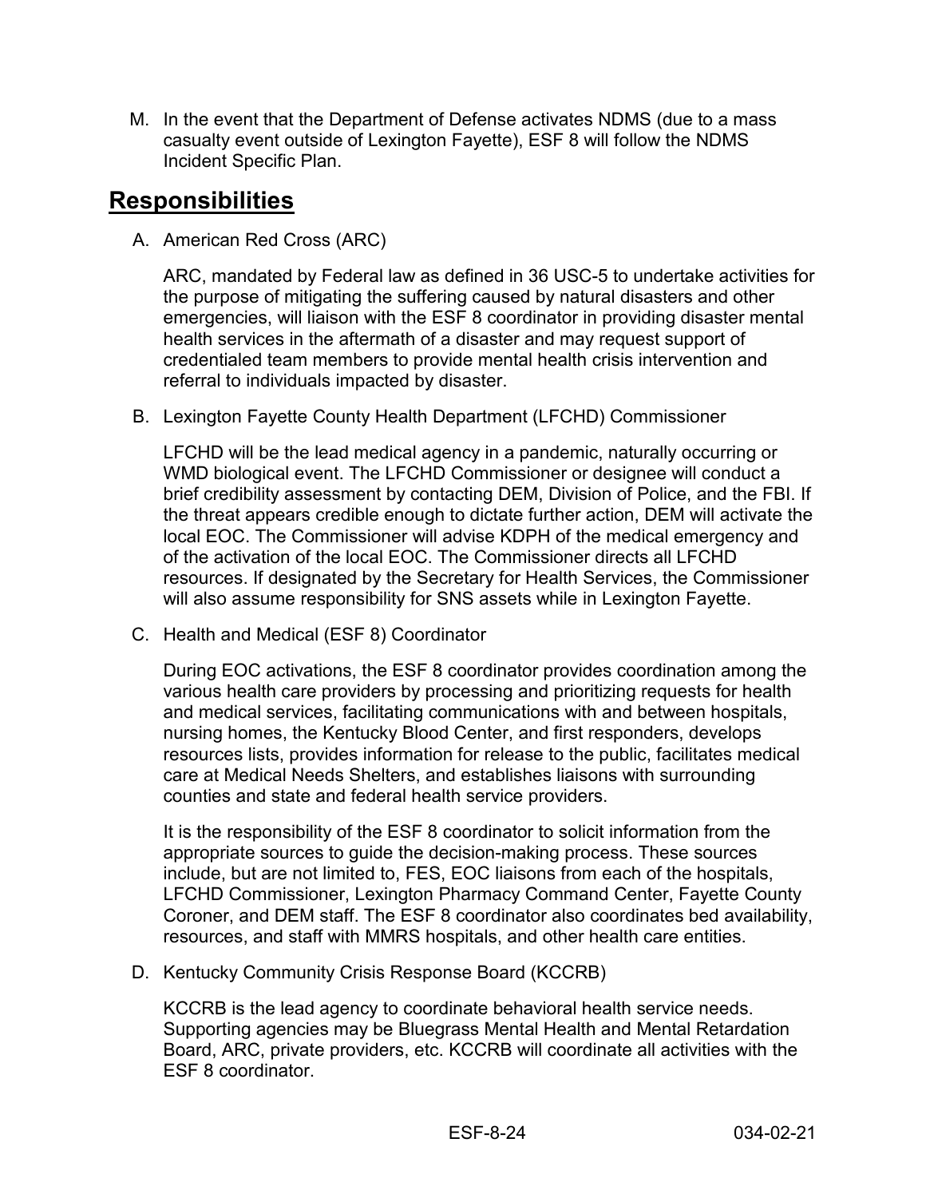M. In the event that the Department of Defense activates NDMS (due to a mass casualty event outside of Lexington Fayette), ESF 8 will follow the NDMS Incident Specific Plan.

## Responsibilities

A. American Red Cross (ARC)

ARC, mandated by Federal law as defined in 36 USC-5 to undertake activities for the purpose of mitigating the suffering caused by natural disasters and other emergencies, will liaison with the ESF 8 coordinator in providing disaster mental health services in the aftermath of a disaster and may request support of credentialed team members to provide mental health crisis intervention and referral to individuals impacted by disaster.

B. Lexington Fayette County Health Department (LFCHD) Commissioner

LFCHD will be the lead medical agency in a pandemic, naturally occurring or WMD biological event. The LFCHD Commissioner or designee will conduct a brief credibility assessment by contacting DEM, Division of Police, and the FBI. If the threat appears credible enough to dictate further action, DEM will activate the local EOC. The Commissioner will advise KDPH of the medical emergency and of the activation of the local EOC. The Commissioner directs all LFCHD resources. If designated by the Secretary for Health Services, the Commissioner will also assume responsibility for SNS assets while in Lexington Fayette.

C. Health and Medical (ESF 8) Coordinator

During EOC activations, the ESF 8 coordinator provides coordination among the various health care providers by processing and prioritizing requests for health and medical services, facilitating communications with and between hospitals, nursing homes, the Kentucky Blood Center, and first responders, develops resources lists, provides information for release to the public, facilitates medical care at Medical Needs Shelters, and establishes liaisons with surrounding counties and state and federal health service providers.

It is the responsibility of the ESF 8 coordinator to solicit information from the appropriate sources to guide the decision-making process. These sources include, but are not limited to, FES, EOC liaisons from each of the hospitals, LFCHD Commissioner, Lexington Pharmacy Command Center, Fayette County Coroner, and DEM staff. The ESF 8 coordinator also coordinates bed availability, resources, and staff with MMRS hospitals, and other health care entities.

D. Kentucky Community Crisis Response Board (KCCRB)

KCCRB is the lead agency to coordinate behavioral health service needs. Supporting agencies may be Bluegrass Mental Health and Mental Retardation Board, ARC, private providers, etc. KCCRB will coordinate all activities with the ESF 8 coordinator.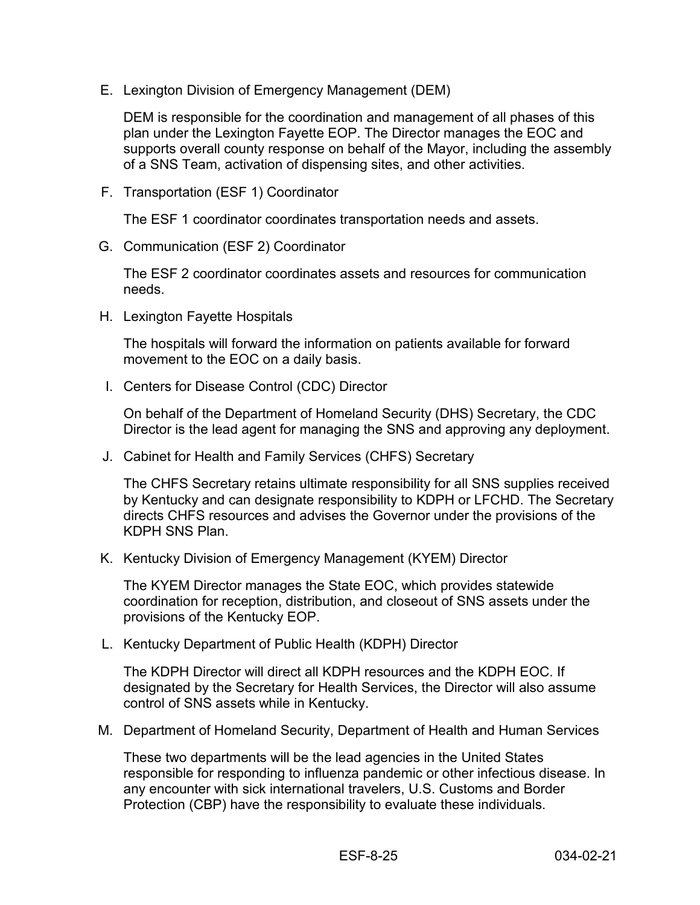E. Lexington Division of Emergency Management (DEM)

   DEM is responsible for the coordination and management of all phases of this plan under the Lexington Fayette EOP. The Director manages the EOC and supports overall county response on behalf of the Mayor, including the assembly of a SNS Team, activation of dispensing sites, and other activities.

F. Transportation (ESF 1) Coordinator

   The ESF 1 coordinator coordinates transportation needs and assets.

G. Communication (ESF 2) Coordinator

   The ESF 2 coordinator coordinates assets and resources for communication needs.

H. Lexington Fayette Hospitals

   The hospitals will forward the information on patients available for forward movement to the EOC on a daily basis.

I. Centers for Disease Control (CDC) Director

   On behalf of the Department of Homeland Security (DHS) Secretary, the CDC Director is the lead agent for managing the SNS and approving any deployment.

J. Cabinet for Health and Family Services (CHFS) Secretary

   The CHFS Secretary retains ultimate responsibility for all SNS supplies received by Kentucky and can designate responsibility to KDPH or LFCHD. The Secretary directs CHFS resources and advises the Governor under the provisions of the KDPH SNS Plan.

K. Kentucky Division of Emergency Management (KYEM) Director

   The KYEM Director manages the State EOC, which provides statewide coordination for reception, distribution, and closeout of SNS assets under the provisions of the Kentucky EOP.

L. Kentucky Department of Public Health (KDPH) Director

   The KDPH Director will direct all KDPH resources and the KDPH EOC. If designated by the Secretary for Health Services, the Director will also assume control of SNS assets while in Kentucky.

M. Department of Homeland Security, Department of Health and Human Services

   These two departments will be the lead agencies in the United States responsible for responding to influenza pandemic or other infectious disease. In any encounter with sick international travelers, U.S. Customs and Border Protection (CBP) have the responsibility to evaluate these individuals.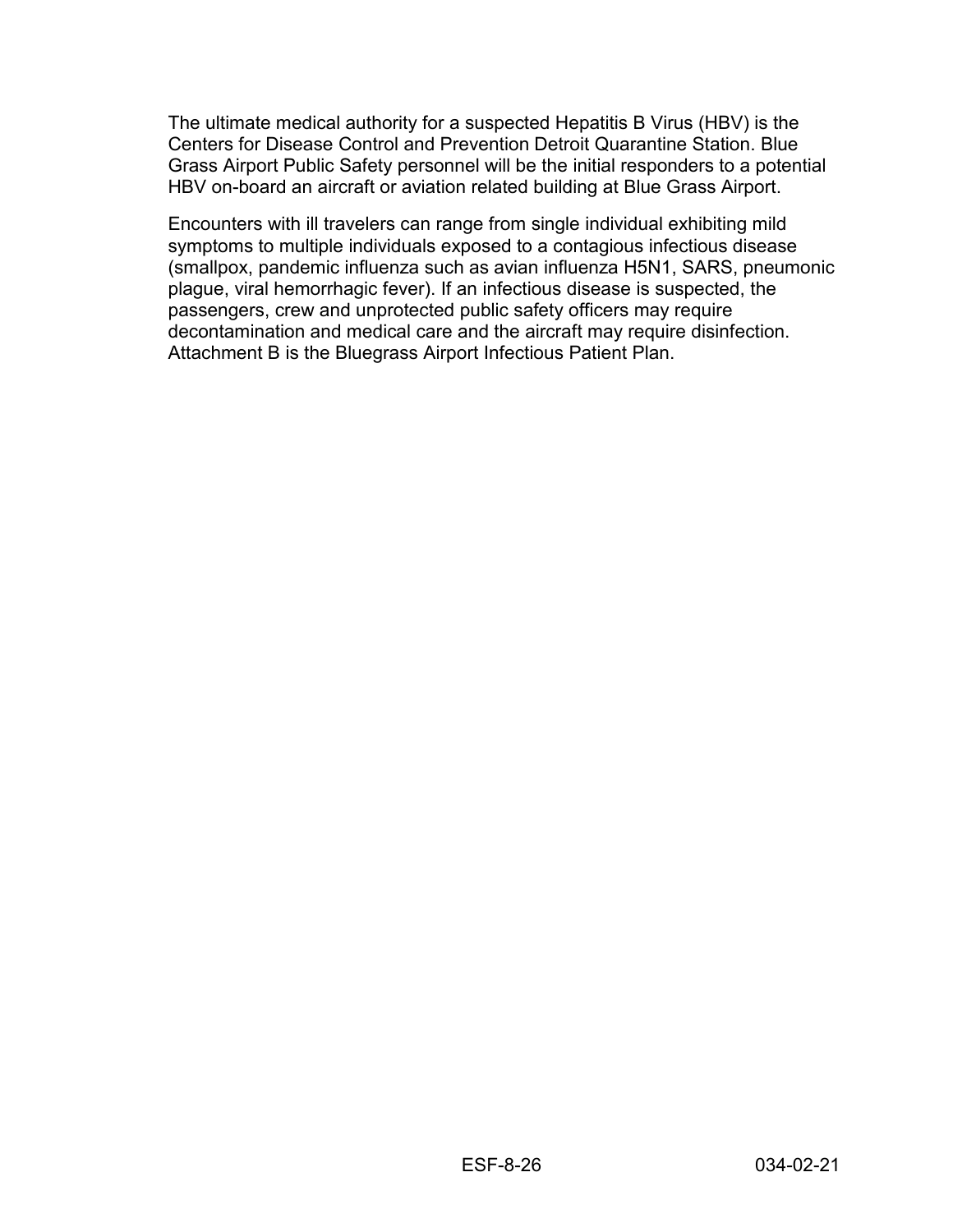The ultimate medical authority for a suspected Hepatitis B Virus (HBV) is the Centers for Disease Control and Prevention Detroit Quarantine Station. Blue Grass Airport Public Safety personnel will be the initial responders to a potential HBV on-board an aircraft or aviation related building at Blue Grass Airport.

Encounters with ill travelers can range from single individual exhibiting mild symptoms to multiple individuals exposed to a contagious infectious disease (smallpox, pandemic influenza such as avian influenza H5N1, SARS, pneumonic plague, viral hemorrhagic fever). If an infectious disease is suspected, the passengers, crew and unprotected public safety officers may require decontamination and medical care and the aircraft may require disinfection. Attachment B is the Bluegrass Airport Infectious Patient Plan.